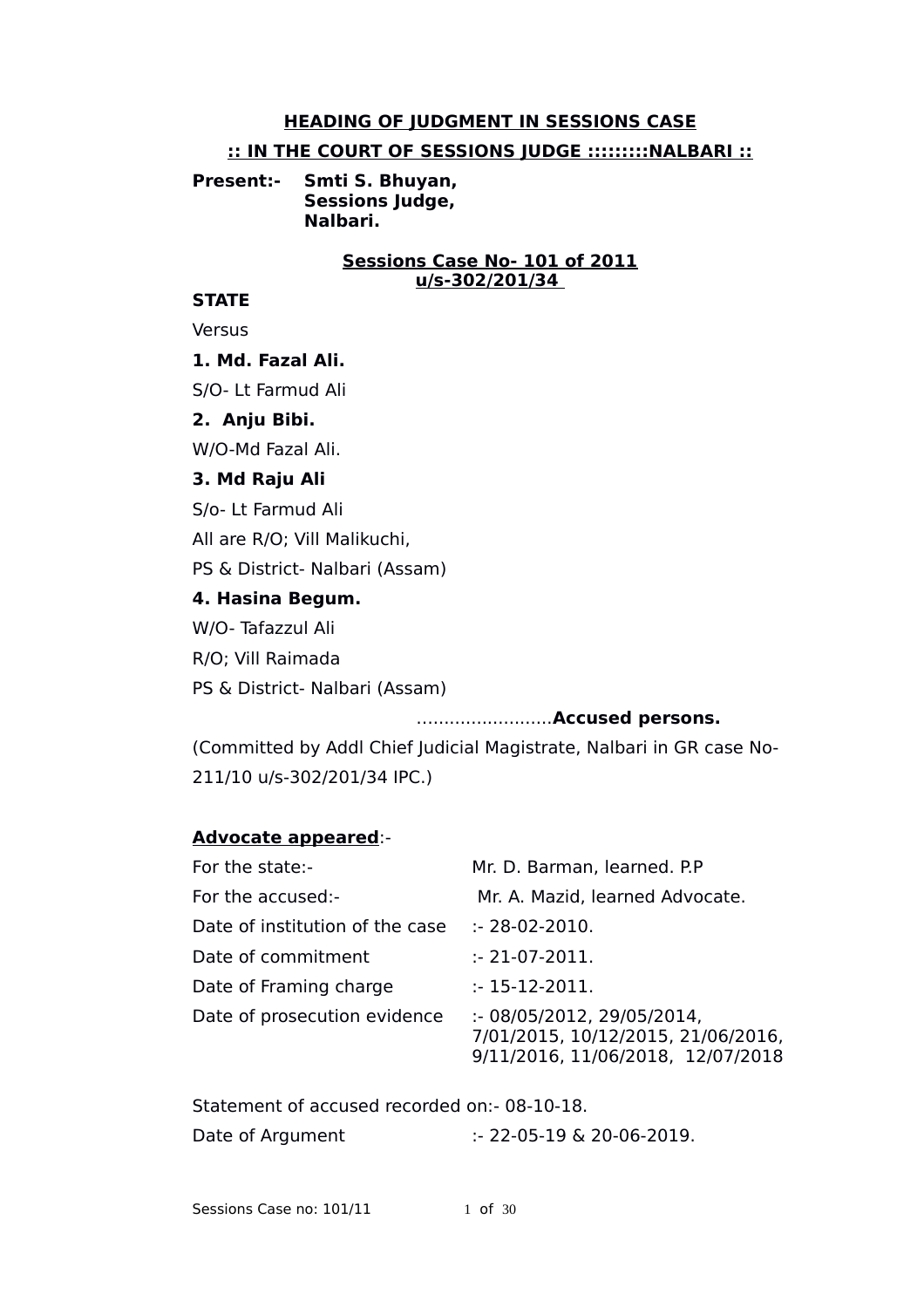# HEADING OF JUDGMENT IN SESSIONS CASE

## :: IN THE COURT OF SESSIONS JUDGE :::::::::NALBARI ::

**Present:-** **Smti S. Bhuyan,**
**Sessions Judge,**
**Nalbari.**

**Sessions Case No- 101 of 2011**
**u/s-302/201/34**

**STATE**

Versus

**1. Md. Fazal Ali.**

S/O- Lt Farmud Ali

**2. Anju Bibi.**

W/O-Md Fazal Ali.

**3. Md Raju Ali**

S/o- Lt Farmud Ali

All are R/O; Vill Malikuchi,

PS & District- Nalbari (Assam)

**4. Hasina Begum.**

W/O- Tafazzul Ali

R/O; Vill Raimada

PS & District- Nalbari (Assam)

.........................**Accused persons.**

(Committed by Addl Chief Judicial Magistrate, Nalbari in GR case No-211/10 u/s-302/201/34 IPC.)

**Advocate appeared**:-

| | |
|---|---|
| For the state:- | Mr. D. Barman, learned. P.P |
| For the accused:- | Mr. A. Mazid, learned Advocate. |
| Date of institution of the case | :- 28-02-2010. |
| Date of commitment | :- 21-07-2011. |
| Date of Framing charge | :- 15-12-2011. |
| Date of prosecution evidence | :- 08/05/2012, 29/05/2014, 7/01/2015, 10/12/2015, 21/06/2016, 9/11/2016, 11/06/2018, 12/07/2018 |

Statement of accused recorded on:- 08-10-18.

Date of Argument :- 22-05-19 & 20-06-2019.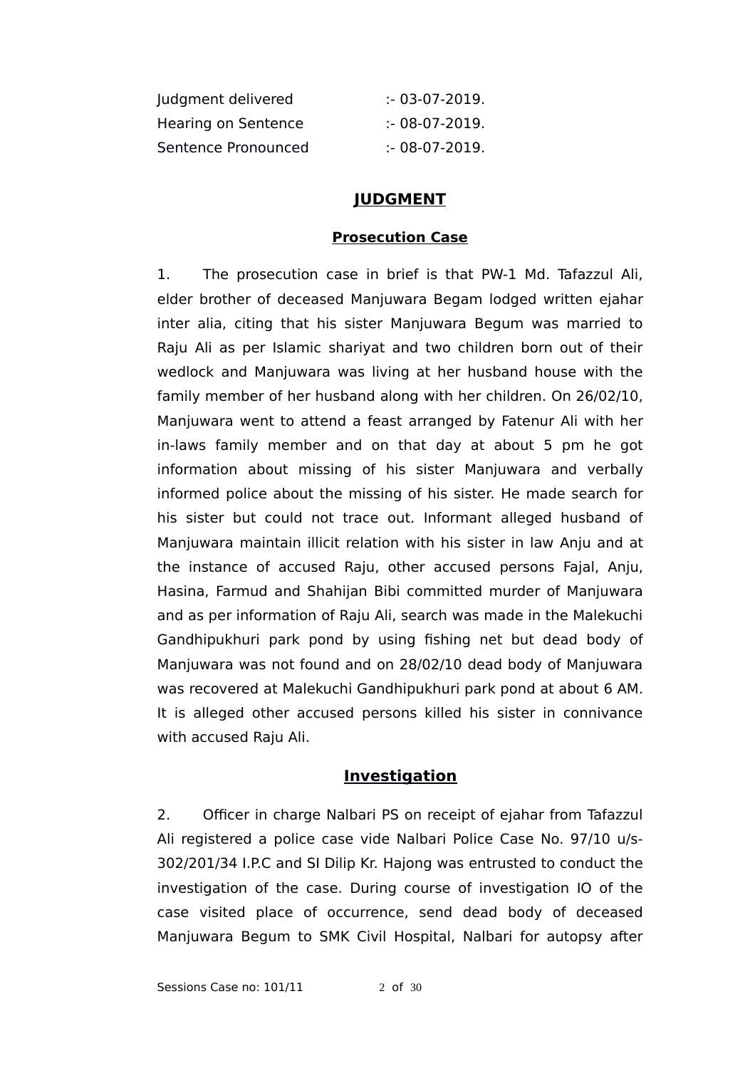| | |
|---|---|
| Judgment delivered | :- 03-07-2019. |
| Hearing on Sentence | :- 08-07-2019. |
| Sentence Pronounced | :- 08-07-2019. |

## JUDGMENT

### Prosecution Case

1. The prosecution case in brief is that PW-1 Md. Tafazzul Ali, elder brother of deceased Manjuwara Begam lodged written ejahar inter alia, citing that his sister Manjuwara Begum was married to Raju Ali as per Islamic shariyat and two children born out of their wedlock and Manjuwara was living at her husband house with the family member of her husband along with her children. On 26/02/10, Manjuwara went to attend a feast arranged by Fatenur Ali with her in-laws family member and on that day at about 5 pm he got information about missing of his sister Manjuwara and verbally informed police about the missing of his sister. He made search for his sister but could not trace out. Informant alleged husband of Manjuwara maintain illicit relation with his sister in law Anju and at the instance of accused Raju, other accused persons Fajal, Anju, Hasina, Farmud and Shahijan Bibi committed murder of Manjuwara and as per information of Raju Ali, search was made in the Malekuchi Gandhipukhuri park pond by using fishing net but dead body of Manjuwara was not found and on 28/02/10 dead body of Manjuwara was recovered at Malekuchi Gandhipukhuri park pond at about 6 AM. It is alleged other accused persons killed his sister in connivance with accused Raju Ali.

### Investigation

2. Officer in charge Nalbari PS on receipt of ejahar from Tafazzul Ali registered a police case vide Nalbari Police Case No. 97/10 u/s-302/201/34 I.P.C and SI Dilip Kr. Hajong was entrusted to conduct the investigation of the case. During course of investigation IO of the case visited place of occurrence, send dead body of deceased Manjuwara Begum to SMK Civil Hospital, Nalbari for autopsy after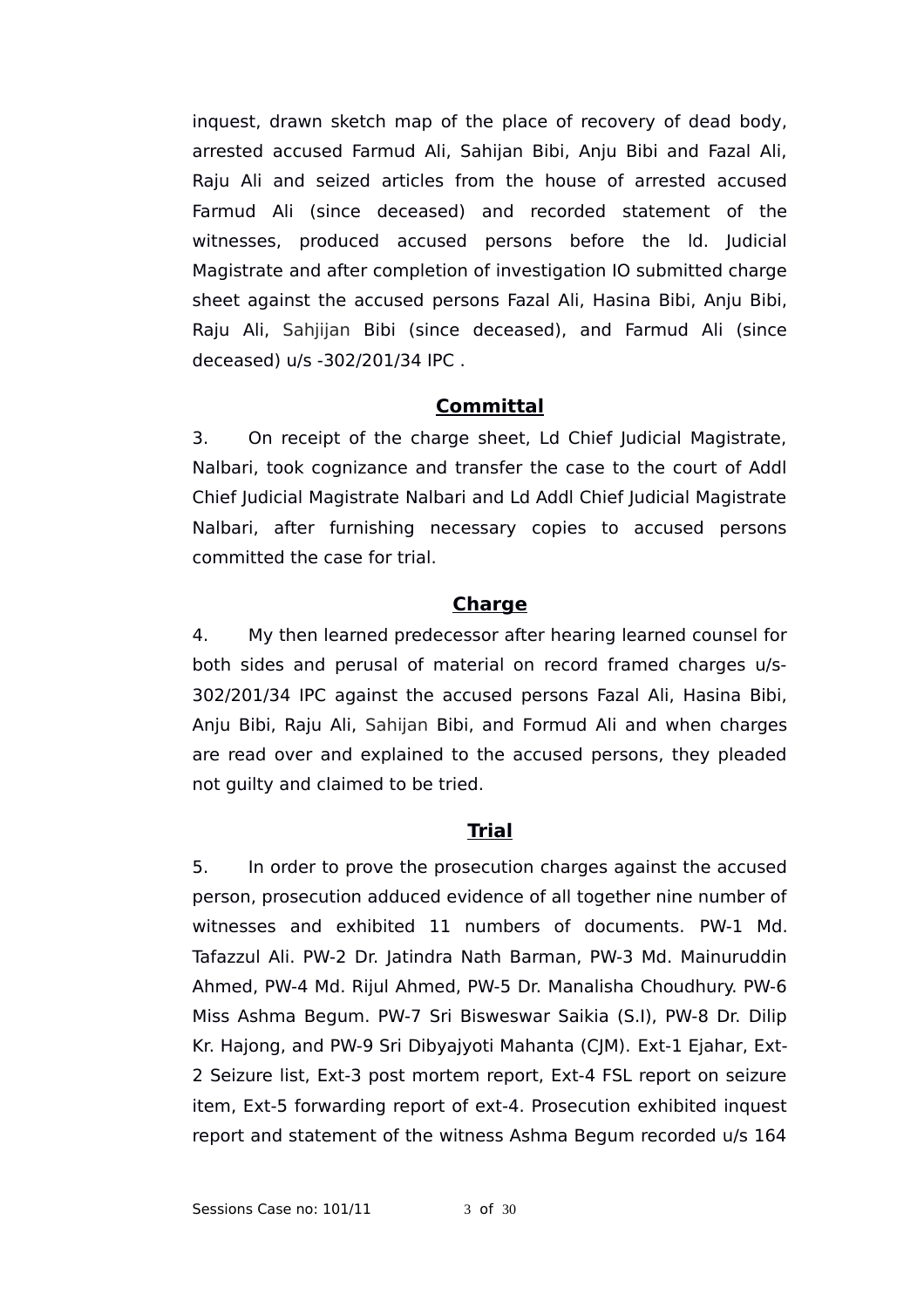inquest, drawn sketch map of the place of recovery of dead body, arrested accused Farmud Ali, Sahijan Bibi, Anju Bibi and Fazal Ali, Raju Ali and seized articles from the house of arrested accused Farmud Ali (since deceased) and recorded statement of the witnesses, produced accused persons before the ld. Judicial Magistrate and after completion of investigation IO submitted charge sheet against the accused persons Fazal Ali, Hasina Bibi, Anju Bibi, Raju Ali, Sahjijan Bibi (since deceased), and Farmud Ali (since deceased) u/s -302/201/34 IPC .

## Committal

3. On receipt of the charge sheet, Ld Chief Judicial Magistrate, Nalbari, took cognizance and transfer the case to the court of Addl Chief Judicial Magistrate Nalbari and Ld Addl Chief Judicial Magistrate Nalbari, after furnishing necessary copies to accused persons committed the case for trial.

## Charge

4. My then learned predecessor after hearing learned counsel for both sides and perusal of material on record framed charges u/s-302/201/34 IPC against the accused persons Fazal Ali, Hasina Bibi, Anju Bibi, Raju Ali, Sahijan Bibi, and Formud Ali and when charges are read over and explained to the accused persons, they pleaded not guilty and claimed to be tried.

## Trial

5. In order to prove the prosecution charges against the accused person, prosecution adduced evidence of all together nine number of witnesses and exhibited 11 numbers of documents. PW-1 Md. Tafazzul Ali. PW-2 Dr. Jatindra Nath Barman, PW-3 Md. Mainuruddin Ahmed, PW-4 Md. Rijul Ahmed, PW-5 Dr. Manalisha Choudhury. PW-6 Miss Ashma Begum. PW-7 Sri Bisweswar Saikia (S.I), PW-8 Dr. Dilip Kr. Hajong, and PW-9 Sri Dibyajyoti Mahanta (CJM). Ext-1 Ejahar, Ext-2 Seizure list, Ext-3 post mortem report, Ext-4 FSL report on seizure item, Ext-5 forwarding report of ext-4. Prosecution exhibited inquest report and statement of the witness Ashma Begum recorded u/s 164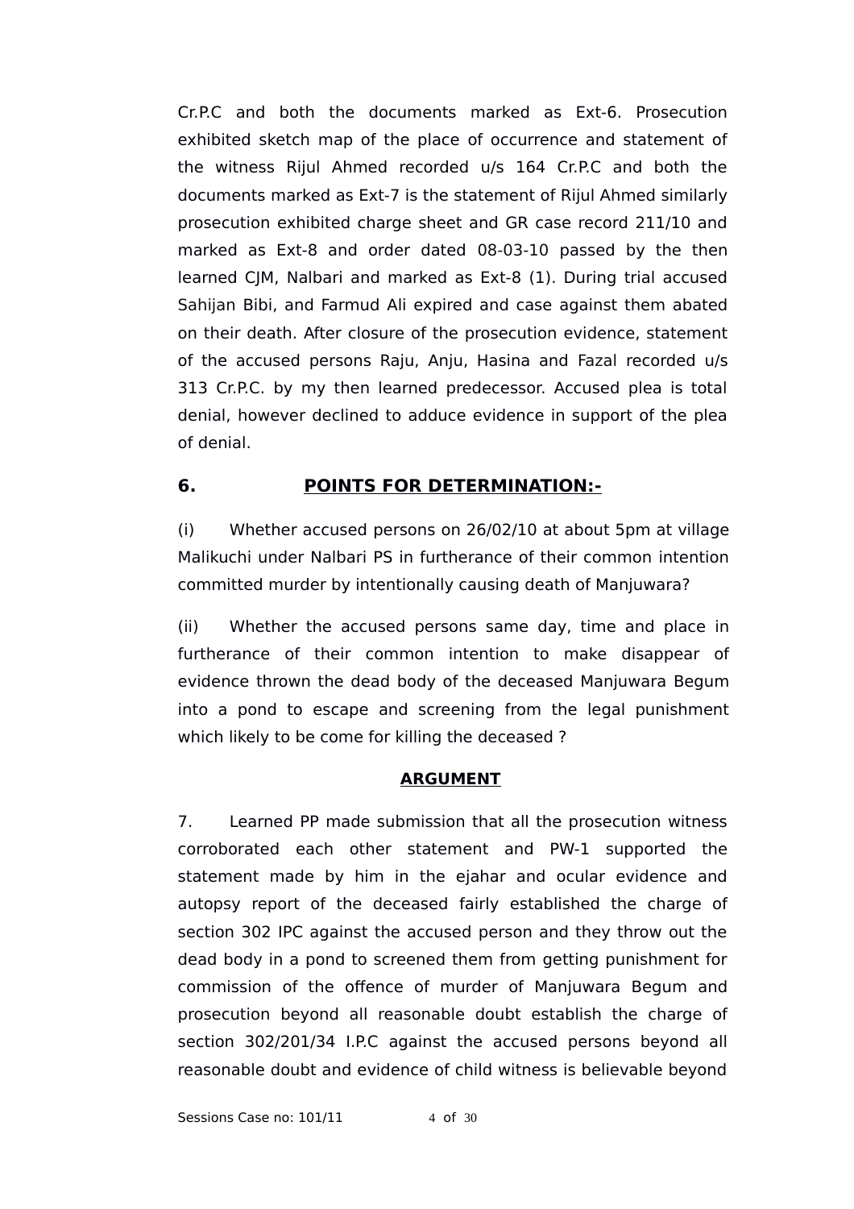Cr.P.C and both the documents marked as Ext-6. Prosecution exhibited sketch map of the place of occurrence and statement of the witness Rijul Ahmed recorded u/s 164 Cr.P.C and both the documents marked as Ext-7 is the statement of Rijul Ahmed similarly prosecution exhibited charge sheet and GR case record 211/10 and marked as Ext-8 and order dated 08-03-10 passed by the then learned CJM, Nalbari and marked as Ext-8 (1). During trial accused Sahijan Bibi, and Farmud Ali expired and case against them abated on their death. After closure of the prosecution evidence, statement of the accused persons Raju, Anju, Hasina and Fazal recorded u/s 313 Cr.P.C. by my then learned predecessor. Accused plea is total denial, however declined to adduce evidence in support of the plea of denial.

## 6. POINTS FOR DETERMINATION:-

(i) Whether accused persons on 26/02/10 at about 5pm at village Malikuchi under Nalbari PS in furtherance of their common intention committed murder by intentionally causing death of Manjuwara?

(ii) Whether the accused persons same day, time and place in furtherance of their common intention to make disappear of evidence thrown the dead body of the deceased Manjuwara Begum into a pond to escape and screening from the legal punishment which likely to be come for killing the deceased ?

## ARGUMENT

7. Learned PP made submission that all the prosecution witness corroborated each other statement and PW-1 supported the statement made by him in the ejahar and ocular evidence and autopsy report of the deceased fairly established the charge of section 302 IPC against the accused person and they throw out the dead body in a pond to screened them from getting punishment for commission of the offence of murder of Manjuwara Begum and prosecution beyond all reasonable doubt establish the charge of section 302/201/34 I.P.C against the accused persons beyond all reasonable doubt and evidence of child witness is believable beyond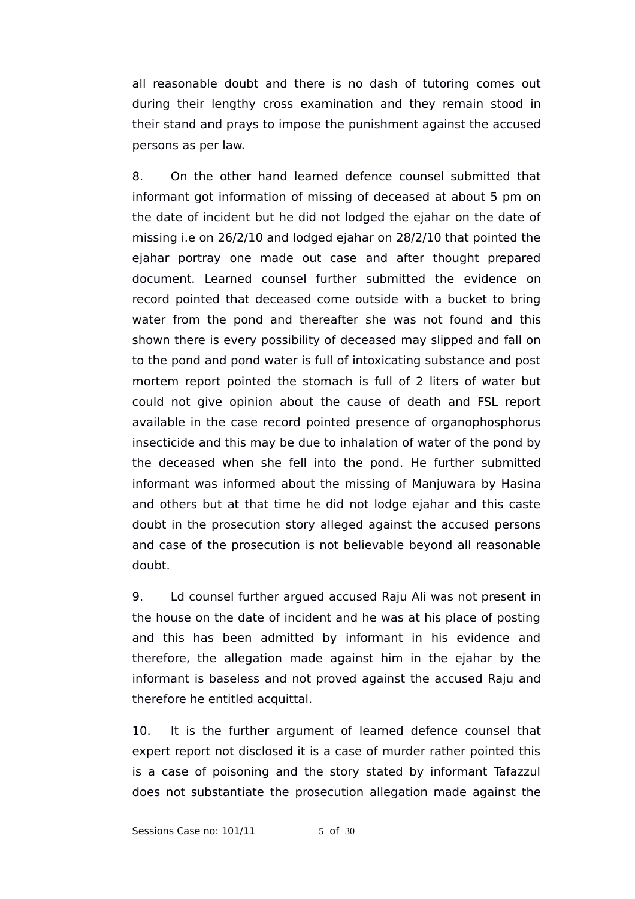all reasonable doubt and there is no dash of tutoring comes out during their lengthy cross examination and they remain stood in their stand and prays to impose the punishment against the accused persons as per law.

8. On the other hand learned defence counsel submitted that informant got information of missing of deceased at about 5 pm on the date of incident but he did not lodged the ejahar on the date of missing i.e on 26/2/10 and lodged ejahar on 28/2/10 that pointed the ejahar portray one made out case and after thought prepared document. Learned counsel further submitted the evidence on record pointed that deceased come outside with a bucket to bring water from the pond and thereafter she was not found and this shown there is every possibility of deceased may slipped and fall on to the pond and pond water is full of intoxicating substance and post mortem report pointed the stomach is full of 2 liters of water but could not give opinion about the cause of death and FSL report available in the case record pointed presence of organophosphorus insecticide and this may be due to inhalation of water of the pond by the deceased when she fell into the pond. He further submitted informant was informed about the missing of Manjuwara by Hasina and others but at that time he did not lodge ejahar and this caste doubt in the prosecution story alleged against the accused persons and case of the prosecution is not believable beyond all reasonable doubt.

9. Ld counsel further argued accused Raju Ali was not present in the house on the date of incident and he was at his place of posting and this has been admitted by informant in his evidence and therefore, the allegation made against him in the ejahar by the informant is baseless and not proved against the accused Raju and therefore he entitled acquittal.

10. It is the further argument of learned defence counsel that expert report not disclosed it is a case of murder rather pointed this is a case of poisoning and the story stated by informant Tafazzul does not substantiate the prosecution allegation made against the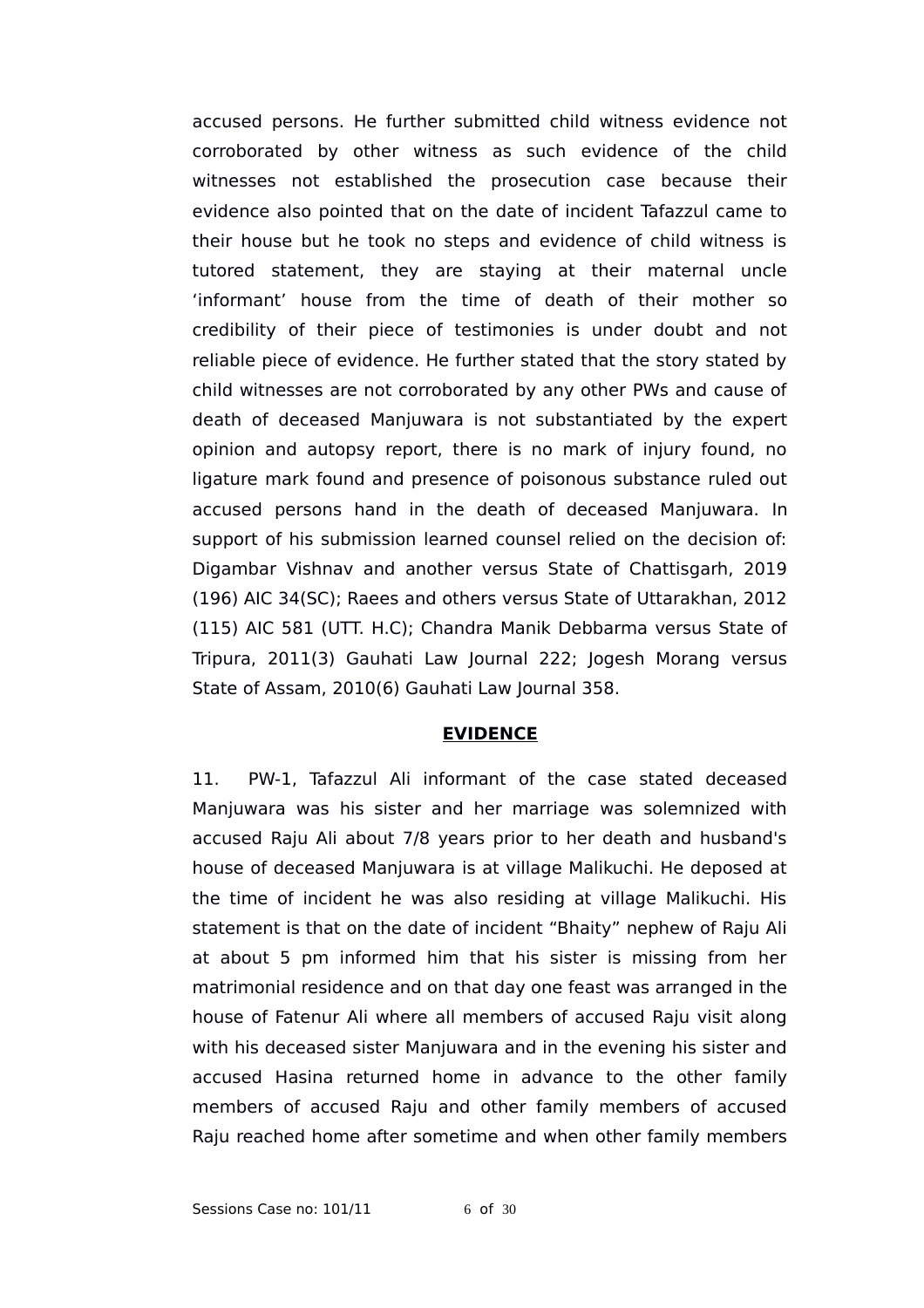accused persons. He further submitted child witness evidence not corroborated by other witness as such evidence of the child witnesses not established the prosecution case because their evidence also pointed that on the date of incident Tafazzul came to their house but he took no steps and evidence of child witness is tutored statement, they are staying at their maternal uncle 'informant' house from the time of death of their mother so credibility of their piece of testimonies is under doubt and not reliable piece of evidence. He further stated that the story stated by child witnesses are not corroborated by any other PWs and cause of death of deceased Manjuwara is not substantiated by the expert opinion and autopsy report, there is no mark of injury found, no ligature mark found and presence of poisonous substance ruled out accused persons hand in the death of deceased Manjuwara. In support of his submission learned counsel relied on the decision of: Digambar Vishnav and another versus State of Chattisgarh, 2019 (196) AIC 34(SC); Raees and others versus State of Uttarakhan, 2012 (115) AIC 581 (UTT. H.C); Chandra Manik Debbarma versus State of Tripura, 2011(3) Gauhati Law Journal 222; Jogesh Morang versus State of Assam, 2010(6) Gauhati Law Journal 358.

## **EVIDENCE**

11. PW-1, Tafazzul Ali informant of the case stated deceased Manjuwara was his sister and her marriage was solemnized with accused Raju Ali about 7/8 years prior to her death and husband's house of deceased Manjuwara is at village Malikuchi. He deposed at the time of incident he was also residing at village Malikuchi. His statement is that on the date of incident "Bhaity" nephew of Raju Ali at about 5 pm informed him that his sister is missing from her matrimonial residence and on that day one feast was arranged in the house of Fatenur Ali where all members of accused Raju visit along with his deceased sister Manjuwara and in the evening his sister and accused Hasina returned home in advance to the other family members of accused Raju and other family members of accused Raju reached home after sometime and when other family members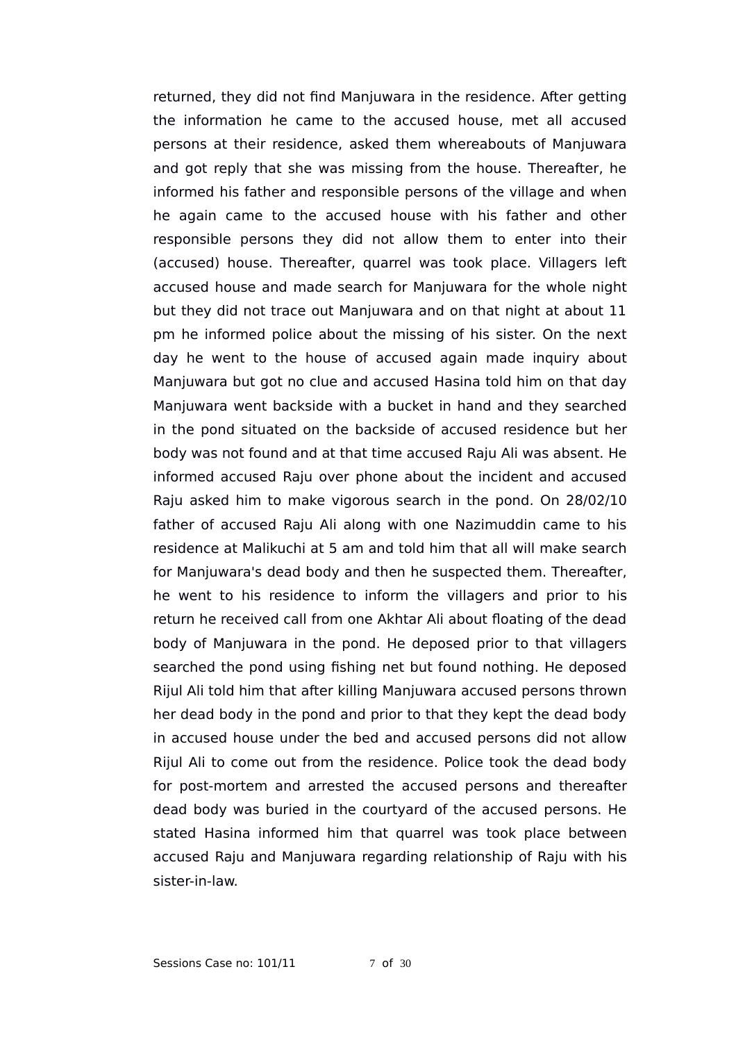returned, they did not find Manjuwara in the residence. After getting the information he came to the accused house, met all accused persons at their residence, asked them whereabouts of Manjuwara and got reply that she was missing from the house. Thereafter, he informed his father and responsible persons of the village and when he again came to the accused house with his father and other responsible persons they did not allow them to enter into their (accused) house. Thereafter, quarrel was took place. Villagers left accused house and made search for Manjuwara for the whole night but they did not trace out Manjuwara and on that night at about 11 pm he informed police about the missing of his sister. On the next day he went to the house of accused again made inquiry about Manjuwara but got no clue and accused Hasina told him on that day Manjuwara went backside with a bucket in hand and they searched in the pond situated on the backside of accused residence but her body was not found and at that time accused Raju Ali was absent. He informed accused Raju over phone about the incident and accused Raju asked him to make vigorous search in the pond. On 28/02/10 father of accused Raju Ali along with one Nazimuddin came to his residence at Malikuchi at 5 am and told him that all will make search for Manjuwara's dead body and then he suspected them. Thereafter, he went to his residence to inform the villagers and prior to his return he received call from one Akhtar Ali about floating of the dead body of Manjuwara in the pond. He deposed prior to that villagers searched the pond using fishing net but found nothing. He deposed Rijul Ali told him that after killing Manjuwara accused persons thrown her dead body in the pond and prior to that they kept the dead body in accused house under the bed and accused persons did not allow Rijul Ali to come out from the residence. Police took the dead body for post-mortem and arrested the accused persons and thereafter dead body was buried in the courtyard of the accused persons. He stated Hasina informed him that quarrel was took place between accused Raju and Manjuwara regarding relationship of Raju with his sister-in-law.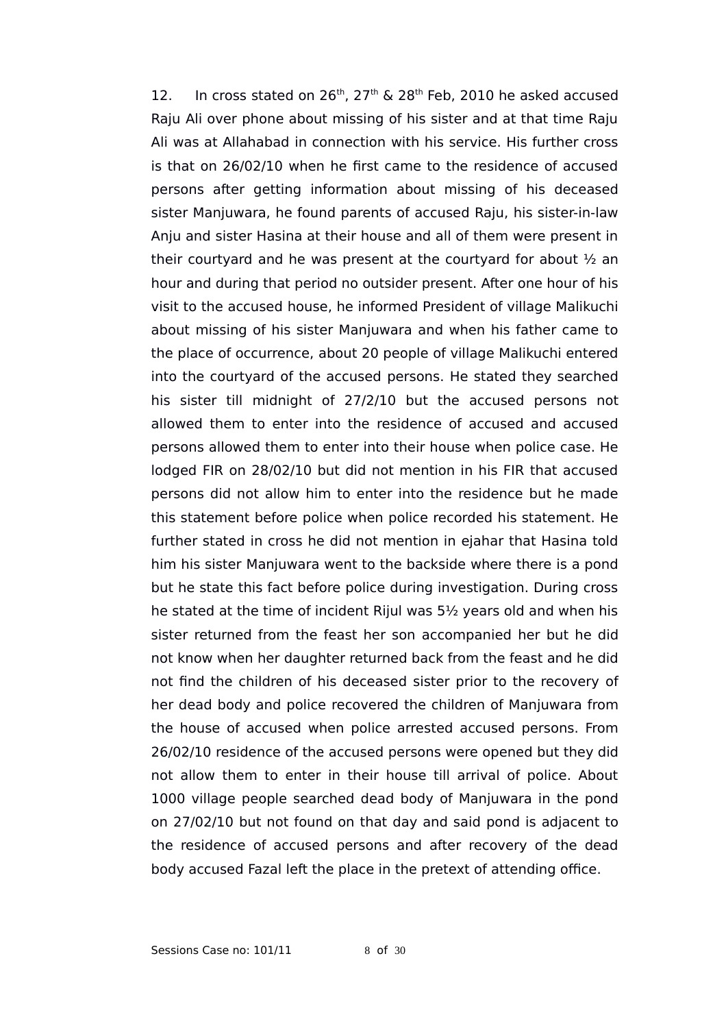12. In cross stated on 26[th], 27[th] & 28[th] Feb, 2010 he asked accused Raju Ali over phone about missing of his sister and at that time Raju Ali was at Allahabad in connection with his service. His further cross is that on 26/02/10 when he first came to the residence of accused persons after getting information about missing of his deceased sister Manjuwara, he found parents of accused Raju, his sister-in-law Anju and sister Hasina at their house and all of them were present in their courtyard and he was present at the courtyard for about ½ an hour and during that period no outsider present. After one hour of his visit to the accused house, he informed President of village Malikuchi about missing of his sister Manjuwara and when his father came to the place of occurrence, about 20 people of village Malikuchi entered into the courtyard of the accused persons. He stated they searched his sister till midnight of 27/2/10 but the accused persons not allowed them to enter into the residence of accused and accused persons allowed them to enter into their house when police case. He lodged FIR on 28/02/10 but did not mention in his FIR that accused persons did not allow him to enter into the residence but he made this statement before police when police recorded his statement. He further stated in cross he did not mention in ejahar that Hasina told him his sister Manjuwara went to the backside where there is a pond but he state this fact before police during investigation. During cross he stated at the time of incident Rijul was 5½ years old and when his sister returned from the feast her son accompanied her but he did not know when her daughter returned back from the feast and he did not find the children of his deceased sister prior to the recovery of her dead body and police recovered the children of Manjuwara from the house of accused when police arrested accused persons. From 26/02/10 residence of the accused persons were opened but they did not allow them to enter in their house till arrival of police. About 1000 village people searched dead body of Manjuwara in the pond on 27/02/10 but not found on that day and said pond is adjacent to the residence of accused persons and after recovery of the dead body accused Fazal left the place in the pretext of attending office.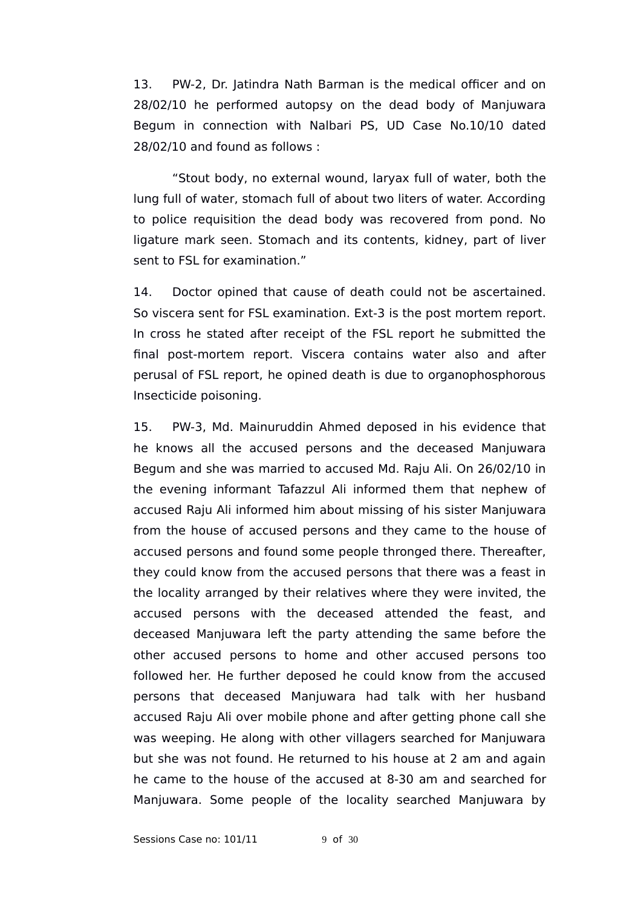13. PW-2, Dr. Jatindra Nath Barman is the medical officer and on 28/02/10 he performed autopsy on the dead body of Manjuwara Begum in connection with Nalbari PS, UD Case No.10/10 dated 28/02/10 and found as follows :

"Stout body, no external wound, laryax full of water, both the lung full of water, stomach full of about two liters of water. According to police requisition the dead body was recovered from pond. No ligature mark seen. Stomach and its contents, kidney, part of liver sent to FSL for examination."

14. Doctor opined that cause of death could not be ascertained. So viscera sent for FSL examination. Ext-3 is the post mortem report. In cross he stated after receipt of the FSL report he submitted the final post-mortem report. Viscera contains water also and after perusal of FSL report, he opined death is due to organophosphorous Insecticide poisoning.

15. PW-3, Md. Mainuruddin Ahmed deposed in his evidence that he knows all the accused persons and the deceased Manjuwara Begum and she was married to accused Md. Raju Ali. On 26/02/10 in the evening informant Tafazzul Ali informed them that nephew of accused Raju Ali informed him about missing of his sister Manjuwara from the house of accused persons and they came to the house of accused persons and found some people thronged there. Thereafter, they could know from the accused persons that there was a feast in the locality arranged by their relatives where they were invited, the accused persons with the deceased attended the feast, and deceased Manjuwara left the party attending the same before the other accused persons to home and other accused persons too followed her. He further deposed he could know from the accused persons that deceased Manjuwara had talk with her husband accused Raju Ali over mobile phone and after getting phone call she was weeping. He along with other villagers searched for Manjuwara but she was not found. He returned to his house at 2 am and again he came to the house of the accused at 8-30 am and searched for Manjuwara. Some people of the locality searched Manjuwara by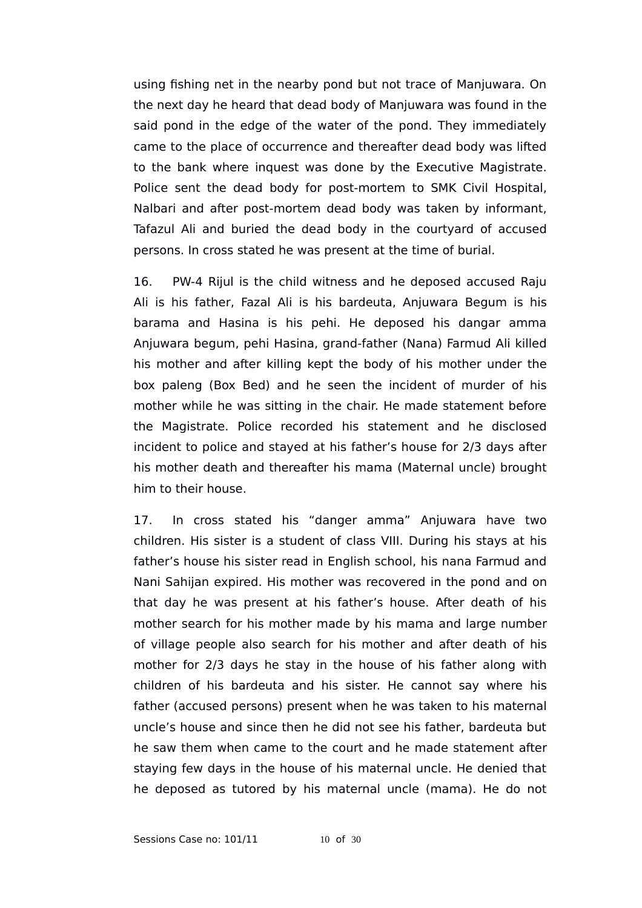using fishing net in the nearby pond but not trace of Manjuwara. On the next day he heard that dead body of Manjuwara was found in the said pond in the edge of the water of the pond. They immediately came to the place of occurrence and thereafter dead body was lifted to the bank where inquest was done by the Executive Magistrate. Police sent the dead body for post-mortem to SMK Civil Hospital, Nalbari and after post-mortem dead body was taken by informant, Tafazul Ali and buried the dead body in the courtyard of accused persons. In cross stated he was present at the time of burial.

16. PW-4 Rijul is the child witness and he deposed accused Raju Ali is his father, Fazal Ali is his bardeuta, Anjuwara Begum is his barama and Hasina is his pehi. He deposed his dangar amma Anjuwara begum, pehi Hasina, grand-father (Nana) Farmud Ali killed his mother and after killing kept the body of his mother under the box paleng (Box Bed) and he seen the incident of murder of his mother while he was sitting in the chair. He made statement before the Magistrate. Police recorded his statement and he disclosed incident to police and stayed at his father's house for 2/3 days after his mother death and thereafter his mama (Maternal uncle) brought him to their house.

17. In cross stated his "danger amma" Anjuwara have two children. His sister is a student of class VIII. During his stays at his father's house his sister read in English school, his nana Farmud and Nani Sahijan expired. His mother was recovered in the pond and on that day he was present at his father's house. After death of his mother search for his mother made by his mama and large number of village people also search for his mother and after death of his mother for 2/3 days he stay in the house of his father along with children of his bardeuta and his sister. He cannot say where his father (accused persons) present when he was taken to his maternal uncle's house and since then he did not see his father, bardeuta but he saw them when came to the court and he made statement after staying few days in the house of his maternal uncle. He denied that he deposed as tutored by his maternal uncle (mama). He do not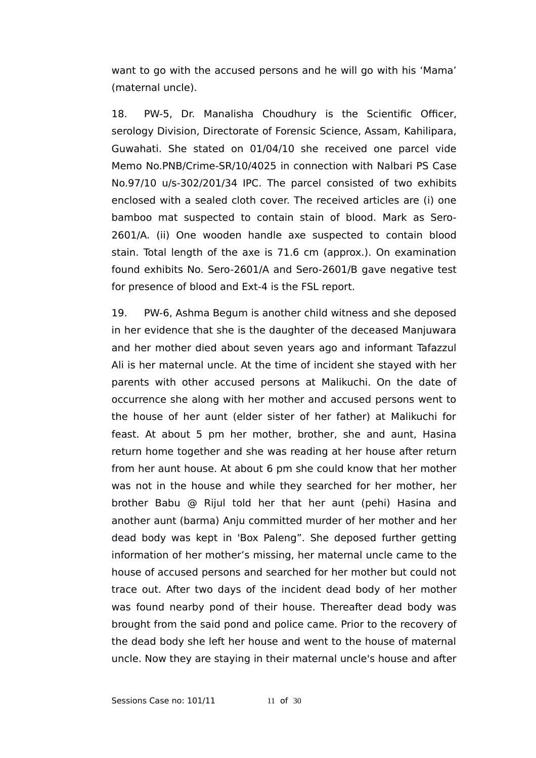want to go with the accused persons and he will go with his 'Mama' (maternal uncle).

18. PW-5, Dr. Manalisha Choudhury is the Scientific Officer, serology Division, Directorate of Forensic Science, Assam, Kahilipara, Guwahati. She stated on 01/04/10 she received one parcel vide Memo No.PNB/Crime-SR/10/4025 in connection with Nalbari PS Case No.97/10 u/s-302/201/34 IPC. The parcel consisted of two exhibits enclosed with a sealed cloth cover. The received articles are (i) one bamboo mat suspected to contain stain of blood. Mark as Sero-2601/A. (ii) One wooden handle axe suspected to contain blood stain. Total length of the axe is 71.6 cm (approx.). On examination found exhibits No. Sero-2601/A and Sero-2601/B gave negative test for presence of blood and Ext-4 is the FSL report.

19. PW-6, Ashma Begum is another child witness and she deposed in her evidence that she is the daughter of the deceased Manjuwara and her mother died about seven years ago and informant Tafazzul Ali is her maternal uncle. At the time of incident she stayed with her parents with other accused persons at Malikuchi. On the date of occurrence she along with her mother and accused persons went to the house of her aunt (elder sister of her father) at Malikuchi for feast. At about 5 pm her mother, brother, she and aunt, Hasina return home together and she was reading at her house after return from her aunt house. At about 6 pm she could know that her mother was not in the house and while they searched for her mother, her brother Babu @ Rijul told her that her aunt (pehi) Hasina and another aunt (barma) Anju committed murder of her mother and her dead body was kept in 'Box Paleng". She deposed further getting information of her mother's missing, her maternal uncle came to the house of accused persons and searched for her mother but could not trace out. After two days of the incident dead body of her mother was found nearby pond of their house. Thereafter dead body was brought from the said pond and police came. Prior to the recovery of the dead body she left her house and went to the house of maternal uncle. Now they are staying in their maternal uncle's house and after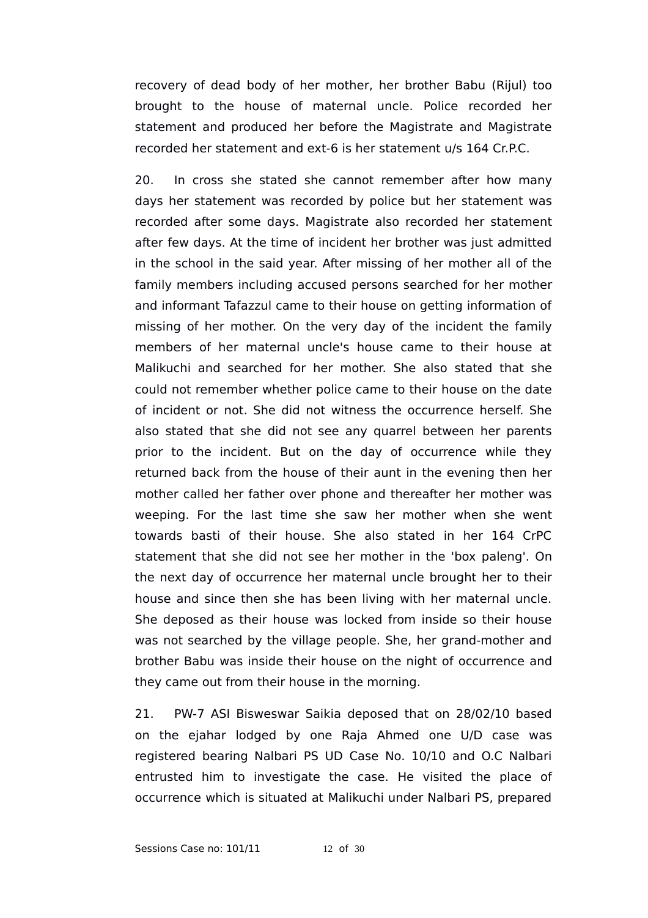recovery of dead body of her mother, her brother Babu (Rijul) too brought to the house of maternal uncle. Police recorded her statement and produced her before the Magistrate and Magistrate recorded her statement and ext-6 is her statement u/s 164 Cr.P.C.

20. In cross she stated she cannot remember after how many days her statement was recorded by police but her statement was recorded after some days. Magistrate also recorded her statement after few days. At the time of incident her brother was just admitted in the school in the said year. After missing of her mother all of the family members including accused persons searched for her mother and informant Tafazzul came to their house on getting information of missing of her mother. On the very day of the incident the family members of her maternal uncle's house came to their house at Malikuchi and searched for her mother. She also stated that she could not remember whether police came to their house on the date of incident or not. She did not witness the occurrence herself. She also stated that she did not see any quarrel between her parents prior to the incident. But on the day of occurrence while they returned back from the house of their aunt in the evening then her mother called her father over phone and thereafter her mother was weeping. For the last time she saw her mother when she went towards basti of their house. She also stated in her 164 CrPC statement that she did not see her mother in the 'box paleng'. On the next day of occurrence her maternal uncle brought her to their house and since then she has been living with her maternal uncle. She deposed as their house was locked from inside so their house was not searched by the village people. She, her grand-mother and brother Babu was inside their house on the night of occurrence and they came out from their house in the morning.

21. PW-7 ASI Bisweswar Saikia deposed that on 28/02/10 based on the ejahar lodged by one Raja Ahmed one U/D case was registered bearing Nalbari PS UD Case No. 10/10 and O.C Nalbari entrusted him to investigate the case. He visited the place of occurrence which is situated at Malikuchi under Nalbari PS, prepared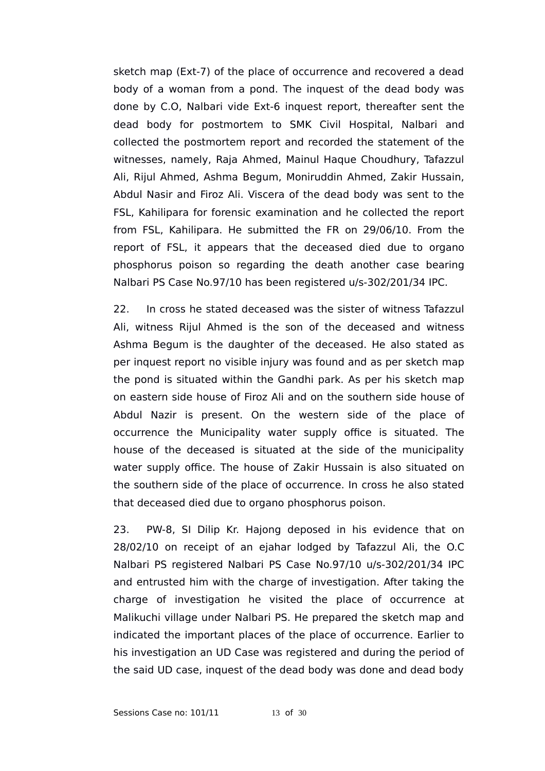sketch map (Ext-7) of the place of occurrence and recovered a dead body of a woman from a pond. The inquest of the dead body was done by C.O, Nalbari vide Ext-6 inquest report, thereafter sent the dead body for postmortem to SMK Civil Hospital, Nalbari and collected the postmortem report and recorded the statement of the witnesses, namely, Raja Ahmed, Mainul Haque Choudhury, Tafazzul Ali, Rijul Ahmed, Ashma Begum, Moniruddin Ahmed, Zakir Hussain, Abdul Nasir and Firoz Ali. Viscera of the dead body was sent to the FSL, Kahilipara for forensic examination and he collected the report from FSL, Kahilipara. He submitted the FR on 29/06/10. From the report of FSL, it appears that the deceased died due to organo phosphorus poison so regarding the death another case bearing Nalbari PS Case No.97/10 has been registered u/s-302/201/34 IPC.

22. In cross he stated deceased was the sister of witness Tafazzul Ali, witness Rijul Ahmed is the son of the deceased and witness Ashma Begum is the daughter of the deceased. He also stated as per inquest report no visible injury was found and as per sketch map the pond is situated within the Gandhi park. As per his sketch map on eastern side house of Firoz Ali and on the southern side house of Abdul Nazir is present. On the western side of the place of occurrence the Municipality water supply office is situated. The house of the deceased is situated at the side of the municipality water supply office. The house of Zakir Hussain is also situated on the southern side of the place of occurrence. In cross he also stated that deceased died due to organo phosphorus poison.

23. PW-8, SI Dilip Kr. Hajong deposed in his evidence that on 28/02/10 on receipt of an ejahar lodged by Tafazzul Ali, the O.C Nalbari PS registered Nalbari PS Case No.97/10 u/s-302/201/34 IPC and entrusted him with the charge of investigation. After taking the charge of investigation he visited the place of occurrence at Malikuchi village under Nalbari PS. He prepared the sketch map and indicated the important places of the place of occurrence. Earlier to his investigation an UD Case was registered and during the period of the said UD case, inquest of the dead body was done and dead body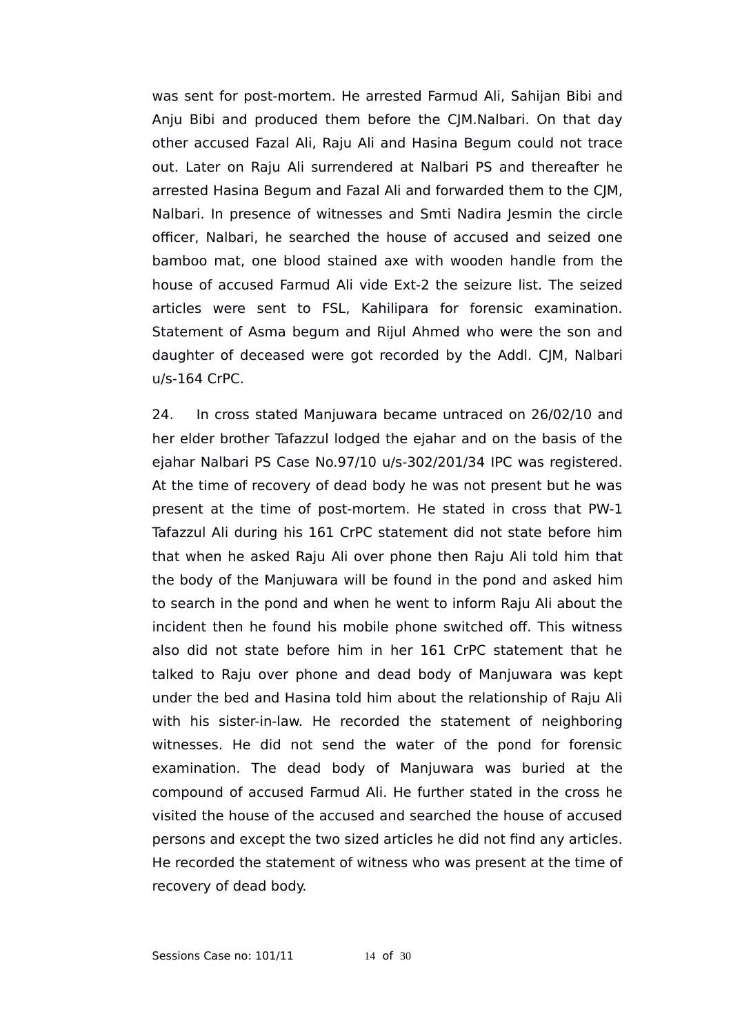was sent for post-mortem. He arrested Farmud Ali, Sahijan Bibi and Anju Bibi and produced them before the CJM.Nalbari. On that day other accused Fazal Ali, Raju Ali and Hasina Begum could not trace out. Later on Raju Ali surrendered at Nalbari PS and thereafter he arrested Hasina Begum and Fazal Ali and forwarded them to the CJM, Nalbari. In presence of witnesses and Smti Nadira Jesmin the circle officer, Nalbari, he searched the house of accused and seized one bamboo mat, one blood stained axe with wooden handle from the house of accused Farmud Ali vide Ext-2 the seizure list. The seized articles were sent to FSL, Kahilipara for forensic examination. Statement of Asma begum and Rijul Ahmed who were the son and daughter of deceased were got recorded by the Addl. CJM, Nalbari u/s-164 CrPC.

24. In cross stated Manjuwara became untraced on 26/02/10 and her elder brother Tafazzul lodged the ejahar and on the basis of the ejahar Nalbari PS Case No.97/10 u/s-302/201/34 IPC was registered. At the time of recovery of dead body he was not present but he was present at the time of post-mortem. He stated in cross that PW-1 Tafazzul Ali during his 161 CrPC statement did not state before him that when he asked Raju Ali over phone then Raju Ali told him that the body of the Manjuwara will be found in the pond and asked him to search in the pond and when he went to inform Raju Ali about the incident then he found his mobile phone switched off. This witness also did not state before him in her 161 CrPC statement that he talked to Raju over phone and dead body of Manjuwara was kept under the bed and Hasina told him about the relationship of Raju Ali with his sister-in-law. He recorded the statement of neighboring witnesses. He did not send the water of the pond for forensic examination. The dead body of Manjuwara was buried at the compound of accused Farmud Ali. He further stated in the cross he visited the house of the accused and searched the house of accused persons and except the two sized articles he did not find any articles. He recorded the statement of witness who was present at the time of recovery of dead body.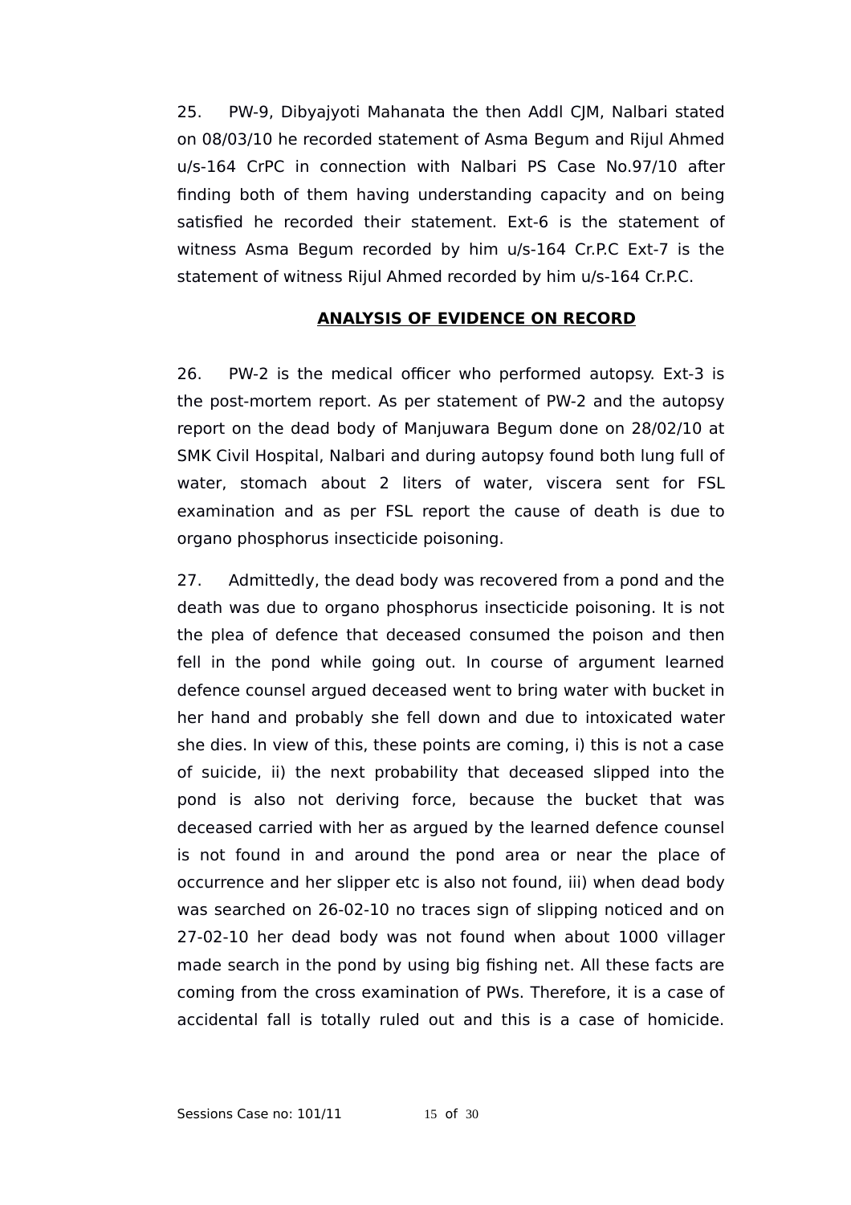25. PW-9, Dibyajyoti Mahanata the then Addl CJM, Nalbari stated on 08/03/10 he recorded statement of Asma Begum and Rijul Ahmed u/s-164 CrPC in connection with Nalbari PS Case No.97/10 after finding both of them having understanding capacity and on being satisfied he recorded their statement. Ext-6 is the statement of witness Asma Begum recorded by him u/s-164 Cr.P.C Ext-7 is the statement of witness Rijul Ahmed recorded by him u/s-164 Cr.P.C.

## ANALYSIS OF EVIDENCE ON RECORD

26. PW-2 is the medical officer who performed autopsy. Ext-3 is the post-mortem report. As per statement of PW-2 and the autopsy report on the dead body of Manjuwara Begum done on 28/02/10 at SMK Civil Hospital, Nalbari and during autopsy found both lung full of water, stomach about 2 liters of water, viscera sent for FSL examination and as per FSL report the cause of death is due to organo phosphorus insecticide poisoning.

27. Admittedly, the dead body was recovered from a pond and the death was due to organo phosphorus insecticide poisoning. It is not the plea of defence that deceased consumed the poison and then fell in the pond while going out. In course of argument learned defence counsel argued deceased went to bring water with bucket in her hand and probably she fell down and due to intoxicated water she dies. In view of this, these points are coming, i) this is not a case of suicide, ii) the next probability that deceased slipped into the pond is also not deriving force, because the bucket that was deceased carried with her as argued by the learned defence counsel is not found in and around the pond area or near the place of occurrence and her slipper etc is also not found, iii) when dead body was searched on 26-02-10 no traces sign of slipping noticed and on 27-02-10 her dead body was not found when about 1000 villager made search in the pond by using big fishing net. All these facts are coming from the cross examination of PWs. Therefore, it is a case of accidental fall is totally ruled out and this is a case of homicide.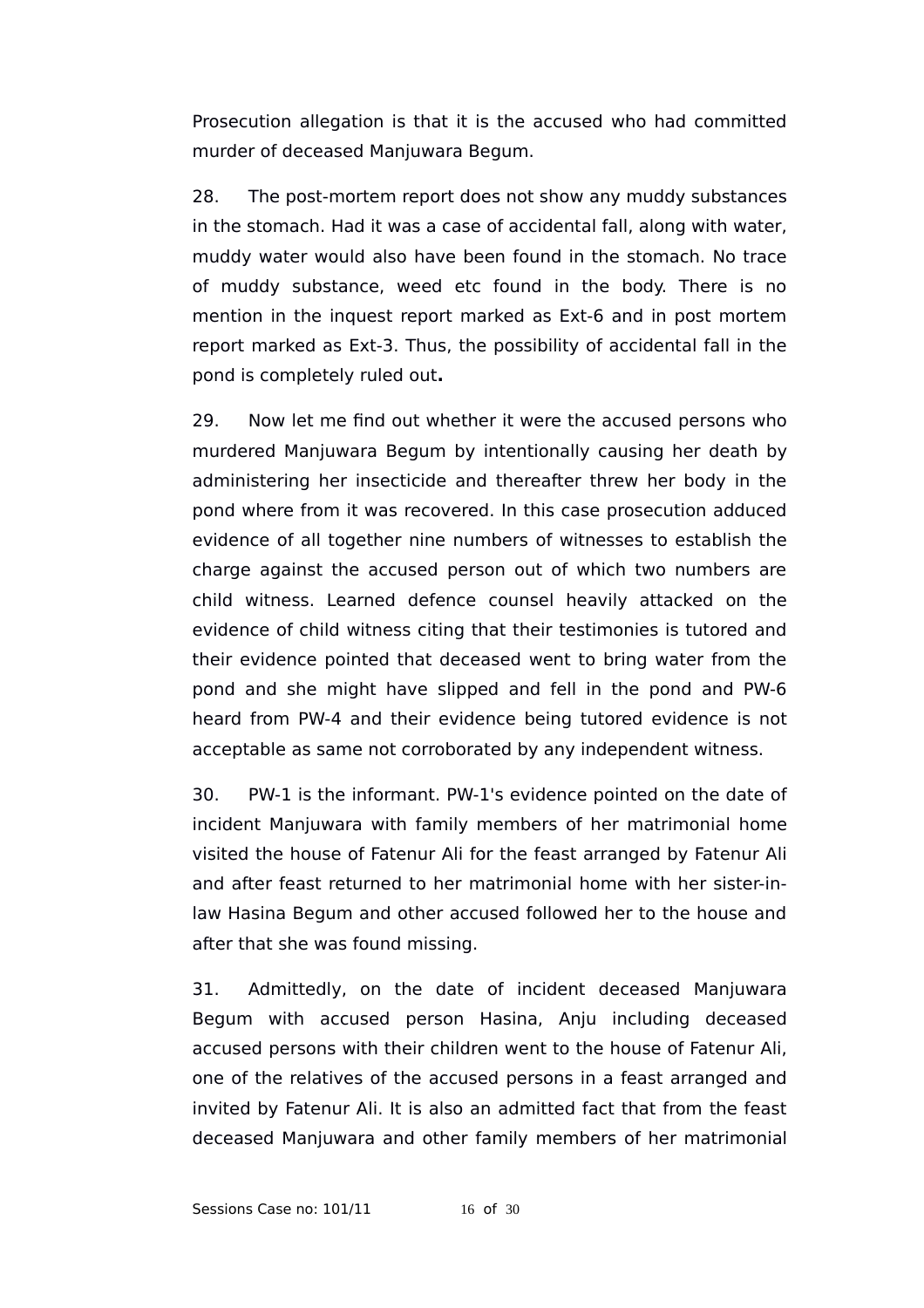Prosecution allegation is that it is the accused who had committed murder of deceased Manjuwara Begum.

28. The post-mortem report does not show any muddy substances in the stomach. Had it was a case of accidental fall, along with water, muddy water would also have been found in the stomach. No trace of muddy substance, weed etc found in the body. There is no mention in the inquest report marked as Ext-6 and in post mortem report marked as Ext-3. Thus, the possibility of accidental fall in the pond is completely ruled out**.**

29. Now let me find out whether it were the accused persons who murdered Manjuwara Begum by intentionally causing her death by administering her insecticide and thereafter threw her body in the pond where from it was recovered. In this case prosecution adduced evidence of all together nine numbers of witnesses to establish the charge against the accused person out of which two numbers are child witness. Learned defence counsel heavily attacked on the evidence of child witness citing that their testimonies is tutored and their evidence pointed that deceased went to bring water from the pond and she might have slipped and fell in the pond and PW-6 heard from PW-4 and their evidence being tutored evidence is not acceptable as same not corroborated by any independent witness.

30. PW-1 is the informant. PW-1's evidence pointed on the date of incident Manjuwara with family members of her matrimonial home visited the house of Fatenur Ali for the feast arranged by Fatenur Ali and after feast returned to her matrimonial home with her sister-in-law Hasina Begum and other accused followed her to the house and after that she was found missing.

31. Admittedly, on the date of incident deceased Manjuwara Begum with accused person Hasina, Anju including deceased accused persons with their children went to the house of Fatenur Ali, one of the relatives of the accused persons in a feast arranged and invited by Fatenur Ali. It is also an admitted fact that from the feast deceased Manjuwara and other family members of her matrimonial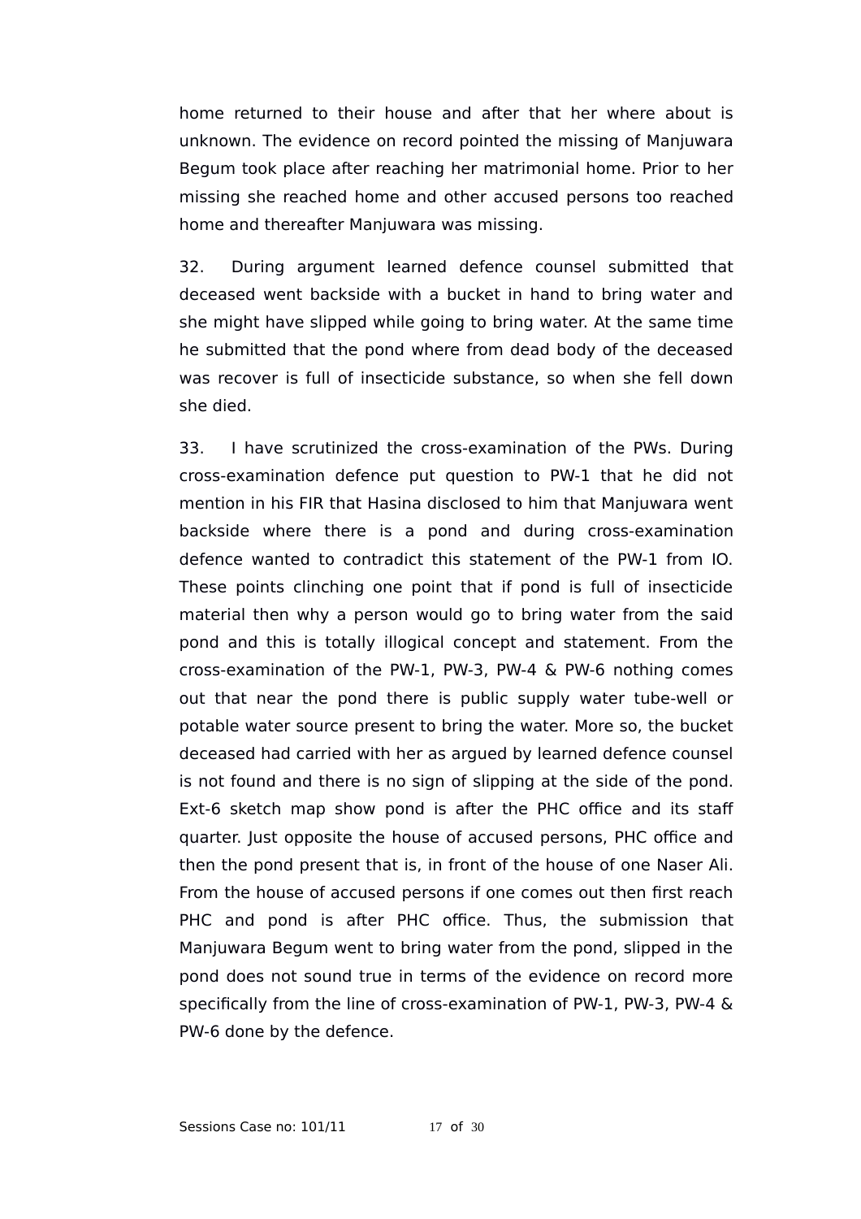home returned to their house and after that her where about is unknown. The evidence on record pointed the missing of Manjuwara Begum took place after reaching her matrimonial home. Prior to her missing she reached home and other accused persons too reached home and thereafter Manjuwara was missing.

32. During argument learned defence counsel submitted that deceased went backside with a bucket in hand to bring water and she might have slipped while going to bring water. At the same time he submitted that the pond where from dead body of the deceased was recover is full of insecticide substance, so when she fell down she died.

33. I have scrutinized the cross-examination of the PWs. During cross-examination defence put question to PW-1 that he did not mention in his FIR that Hasina disclosed to him that Manjuwara went backside where there is a pond and during cross-examination defence wanted to contradict this statement of the PW-1 from IO. These points clinching one point that if pond is full of insecticide material then why a person would go to bring water from the said pond and this is totally illogical concept and statement. From the cross-examination of the PW-1, PW-3, PW-4 & PW-6 nothing comes out that near the pond there is public supply water tube-well or potable water source present to bring the water. More so, the bucket deceased had carried with her as argued by learned defence counsel is not found and there is no sign of slipping at the side of the pond. Ext-6 sketch map show pond is after the PHC office and its staff quarter. Just opposite the house of accused persons, PHC office and then the pond present that is, in front of the house of one Naser Ali. From the house of accused persons if one comes out then first reach PHC and pond is after PHC office. Thus, the submission that Manjuwara Begum went to bring water from the pond, slipped in the pond does not sound true in terms of the evidence on record more specifically from the line of cross-examination of PW-1, PW-3, PW-4 & PW-6 done by the defence.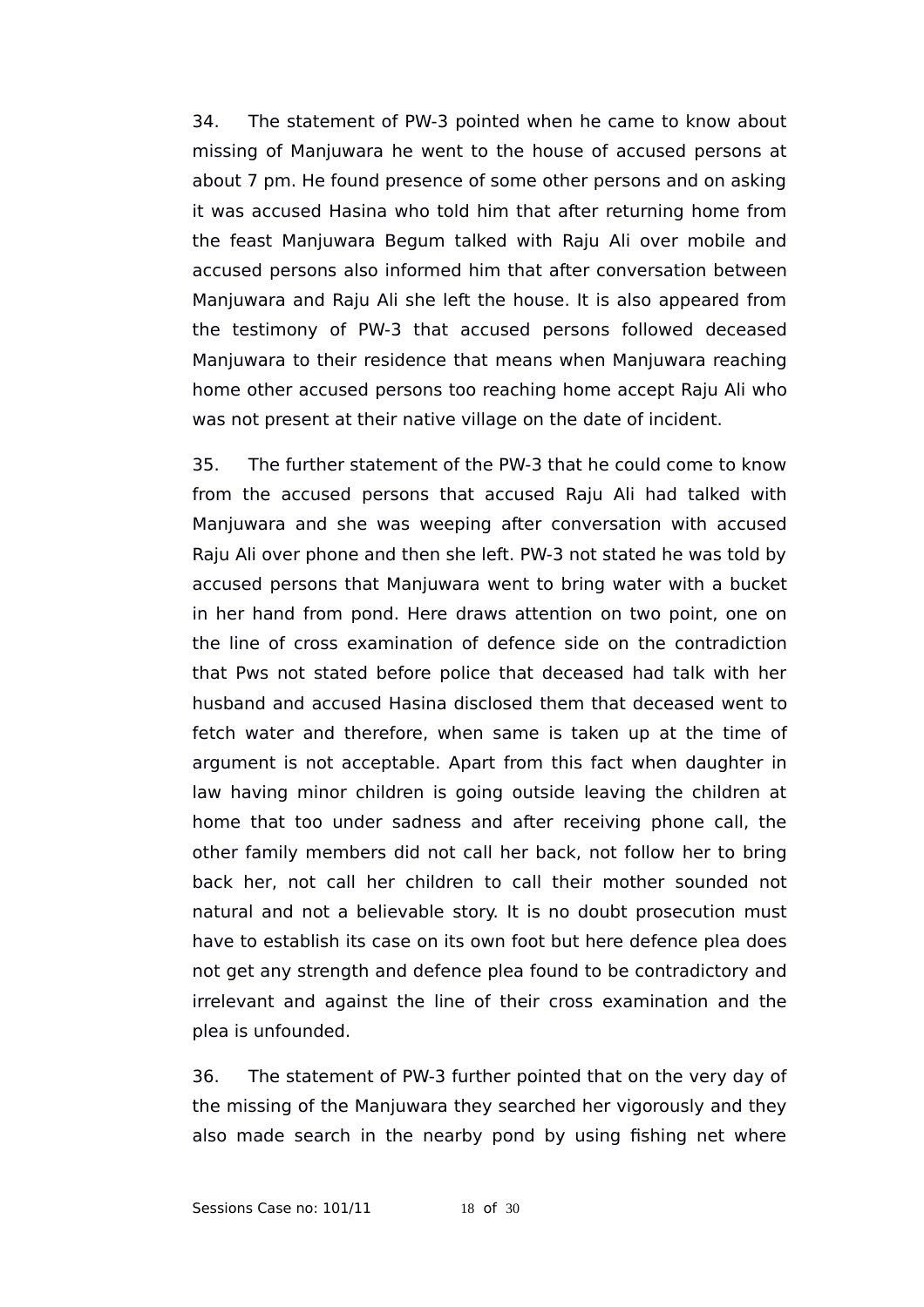34. The statement of PW-3 pointed when he came to know about missing of Manjuwara he went to the house of accused persons at about 7 pm. He found presence of some other persons and on asking it was accused Hasina who told him that after returning home from the feast Manjuwara Begum talked with Raju Ali over mobile and accused persons also informed him that after conversation between Manjuwara and Raju Ali she left the house. It is also appeared from the testimony of PW-3 that accused persons followed deceased Manjuwara to their residence that means when Manjuwara reaching home other accused persons too reaching home accept Raju Ali who was not present at their native village on the date of incident.

35. The further statement of the PW-3 that he could come to know from the accused persons that accused Raju Ali had talked with Manjuwara and she was weeping after conversation with accused Raju Ali over phone and then she left. PW-3 not stated he was told by accused persons that Manjuwara went to bring water with a bucket in her hand from pond. Here draws attention on two point, one on the line of cross examination of defence side on the contradiction that Pws not stated before police that deceased had talk with her husband and accused Hasina disclosed them that deceased went to fetch water and therefore, when same is taken up at the time of argument is not acceptable. Apart from this fact when daughter in law having minor children is going outside leaving the children at home that too under sadness and after receiving phone call, the other family members did not call her back, not follow her to bring back her, not call her children to call their mother sounded not natural and not a believable story. It is no doubt prosecution must have to establish its case on its own foot but here defence plea does not get any strength and defence plea found to be contradictory and irrelevant and against the line of their cross examination and the plea is unfounded.

36. The statement of PW-3 further pointed that on the very day of the missing of the Manjuwara they searched her vigorously and they also made search in the nearby pond by using fishing net where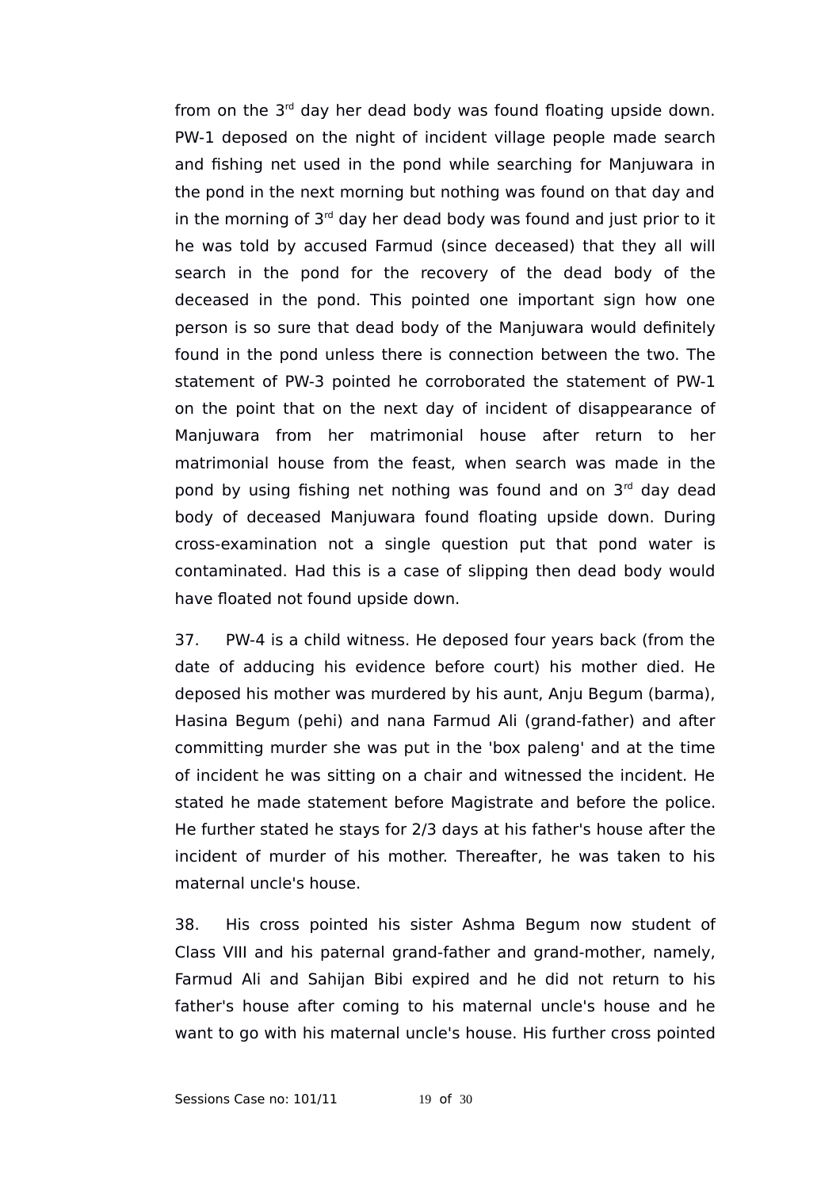from on the 3rd day her dead body was found floating upside down. PW-1 deposed on the night of incident village people made search and fishing net used in the pond while searching for Manjuwara in the pond in the next morning but nothing was found on that day and in the morning of 3rd day her dead body was found and just prior to it he was told by accused Farmud (since deceased) that they all will search in the pond for the recovery of the dead body of the deceased in the pond. This pointed one important sign how one person is so sure that dead body of the Manjuwara would definitely found in the pond unless there is connection between the two. The statement of PW-3 pointed he corroborated the statement of PW-1 on the point that on the next day of incident of disappearance of Manjuwara from her matrimonial house after return to her matrimonial house from the feast, when search was made in the pond by using fishing net nothing was found and on 3rd day dead body of deceased Manjuwara found floating upside down. During cross-examination not a single question put that pond water is contaminated. Had this is a case of slipping then dead body would have floated not found upside down.

37. PW-4 is a child witness. He deposed four years back (from the date of adducing his evidence before court) his mother died. He deposed his mother was murdered by his aunt, Anju Begum (barma), Hasina Begum (pehi) and nana Farmud Ali (grand-father) and after committing murder she was put in the 'box paleng' and at the time of incident he was sitting on a chair and witnessed the incident. He stated he made statement before Magistrate and before the police. He further stated he stays for 2/3 days at his father's house after the incident of murder of his mother. Thereafter, he was taken to his maternal uncle's house.

38. His cross pointed his sister Ashma Begum now student of Class VIII and his paternal grand-father and grand-mother, namely, Farmud Ali and Sahijan Bibi expired and he did not return to his father's house after coming to his maternal uncle's house and he want to go with his maternal uncle's house. His further cross pointed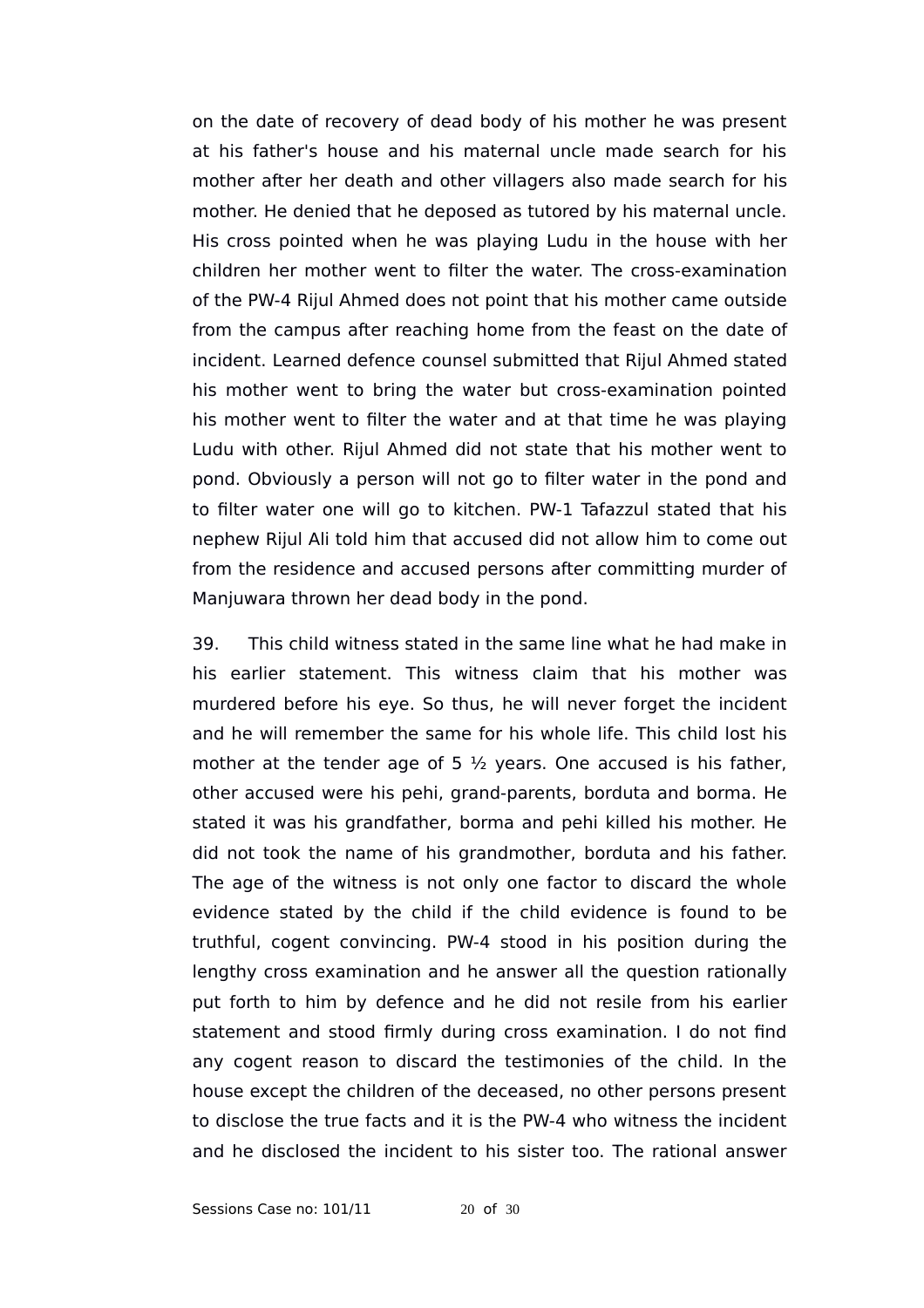on the date of recovery of dead body of his mother he was present at his father's house and his maternal uncle made search for his mother after her death and other villagers also made search for his mother. He denied that he deposed as tutored by his maternal uncle. His cross pointed when he was playing Ludu in the house with her children her mother went to filter the water. The cross-examination of the PW-4 Rijul Ahmed does not point that his mother came outside from the campus after reaching home from the feast on the date of incident. Learned defence counsel submitted that Rijul Ahmed stated his mother went to bring the water but cross-examination pointed his mother went to filter the water and at that time he was playing Ludu with other. Rijul Ahmed did not state that his mother went to pond. Obviously a person will not go to filter water in the pond and to filter water one will go to kitchen. PW-1 Tafazzul stated that his nephew Rijul Ali told him that accused did not allow him to come out from the residence and accused persons after committing murder of Manjuwara thrown her dead body in the pond.

39. This child witness stated in the same line what he had make in his earlier statement. This witness claim that his mother was murdered before his eye. So thus, he will never forget the incident and he will remember the same for his whole life. This child lost his mother at the tender age of 5 ½ years. One accused is his father, other accused were his pehi, grand-parents, borduta and borma. He stated it was his grandfather, borma and pehi killed his mother. He did not took the name of his grandmother, borduta and his father. The age of the witness is not only one factor to discard the whole evidence stated by the child if the child evidence is found to be truthful, cogent convincing. PW-4 stood in his position during the lengthy cross examination and he answer all the question rationally put forth to him by defence and he did not resile from his earlier statement and stood firmly during cross examination. I do not find any cogent reason to discard the testimonies of the child. In the house except the children of the deceased, no other persons present to disclose the true facts and it is the PW-4 who witness the incident and he disclosed the incident to his sister too. The rational answer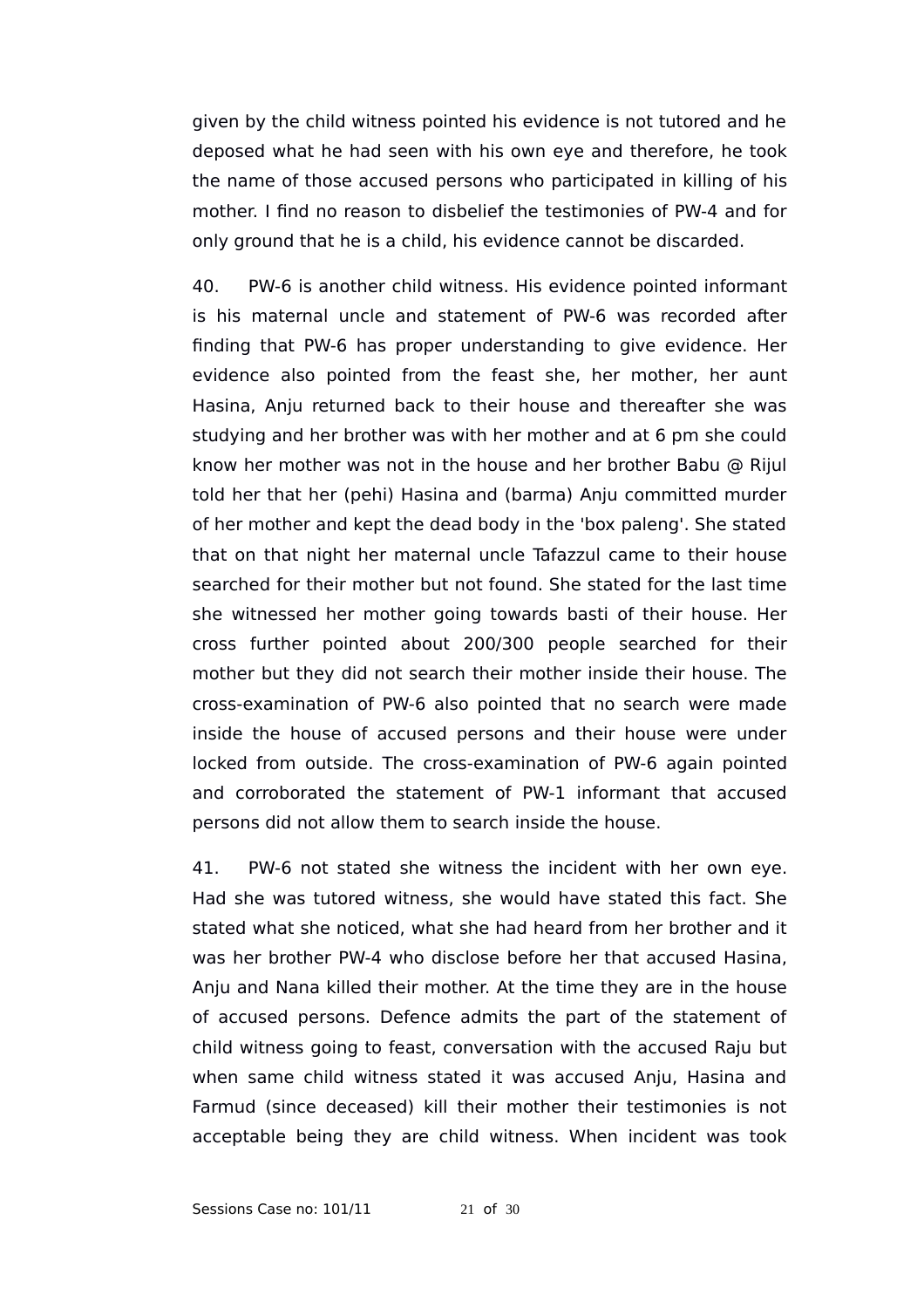given by the child witness pointed his evidence is not tutored and he deposed what he had seen with his own eye and therefore, he took the name of those accused persons who participated in killing of his mother. I find no reason to disbelief the testimonies of PW-4 and for only ground that he is a child, his evidence cannot be discarded.

40. PW-6 is another child witness. His evidence pointed informant is his maternal uncle and statement of PW-6 was recorded after finding that PW-6 has proper understanding to give evidence. Her evidence also pointed from the feast she, her mother, her aunt Hasina, Anju returned back to their house and thereafter she was studying and her brother was with her mother and at 6 pm she could know her mother was not in the house and her brother Babu @ Rijul told her that her (pehi) Hasina and (barma) Anju committed murder of her mother and kept the dead body in the 'box paleng'. She stated that on that night her maternal uncle Tafazzul came to their house searched for their mother but not found. She stated for the last time she witnessed her mother going towards basti of their house. Her cross further pointed about 200/300 people searched for their mother but they did not search their mother inside their house. The cross-examination of PW-6 also pointed that no search were made inside the house of accused persons and their house were under locked from outside. The cross-examination of PW-6 again pointed and corroborated the statement of PW-1 informant that accused persons did not allow them to search inside the house.

41. PW-6 not stated she witness the incident with her own eye. Had she was tutored witness, she would have stated this fact. She stated what she noticed, what she had heard from her brother and it was her brother PW-4 who disclose before her that accused Hasina, Anju and Nana killed their mother. At the time they are in the house of accused persons. Defence admits the part of the statement of child witness going to feast, conversation with the accused Raju but when same child witness stated it was accused Anju, Hasina and Farmud (since deceased) kill their mother their testimonies is not acceptable being they are child witness. When incident was took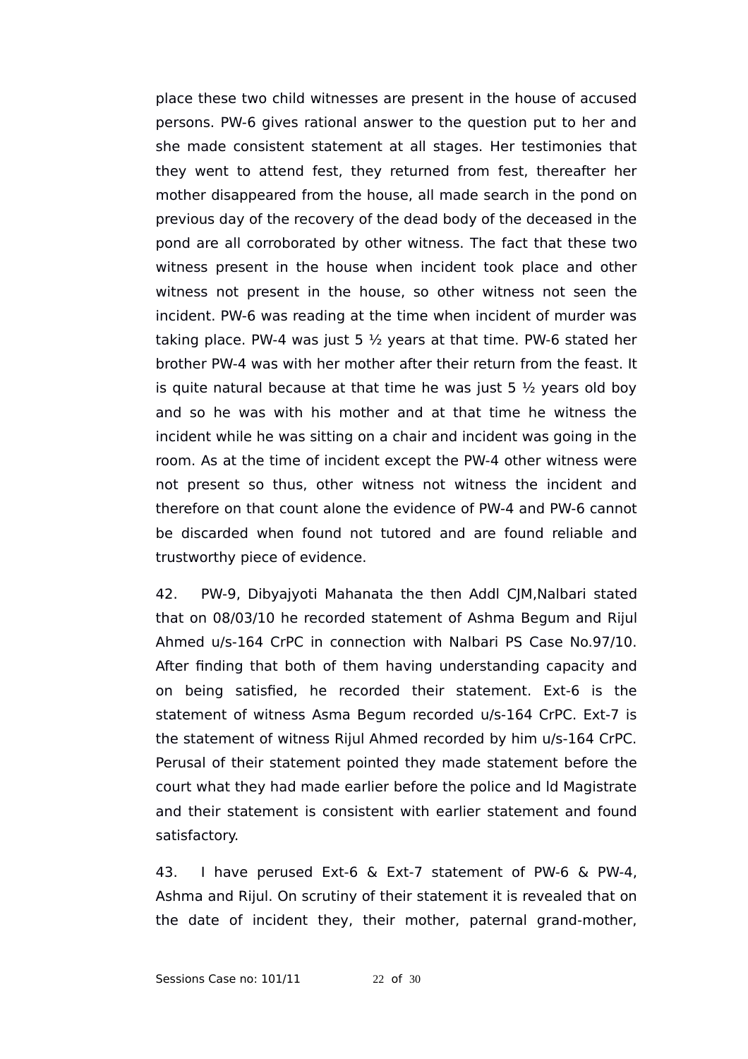place these two child witnesses are present in the house of accused persons. PW-6 gives rational answer to the question put to her and she made consistent statement at all stages. Her testimonies that they went to attend fest, they returned from fest, thereafter her mother disappeared from the house, all made search in the pond on previous day of the recovery of the dead body of the deceased in the pond are all corroborated by other witness. The fact that these two witness present in the house when incident took place and other witness not present in the house, so other witness not seen the incident. PW-6 was reading at the time when incident of murder was taking place. PW-4 was just 5 ½ years at that time. PW-6 stated her brother PW-4 was with her mother after their return from the feast. It is quite natural because at that time he was just 5 ½ years old boy and so he was with his mother and at that time he witness the incident while he was sitting on a chair and incident was going in the room. As at the time of incident except the PW-4 other witness were not present so thus, other witness not witness the incident and therefore on that count alone the evidence of PW-4 and PW-6 cannot be discarded when found not tutored and are found reliable and trustworthy piece of evidence.

42. PW-9, Dibyajyoti Mahanata the then Addl CJM,Nalbari stated that on 08/03/10 he recorded statement of Ashma Begum and Rijul Ahmed u/s-164 CrPC in connection with Nalbari PS Case No.97/10. After finding that both of them having understanding capacity and on being satisfied, he recorded their statement. Ext-6 is the statement of witness Asma Begum recorded u/s-164 CrPC. Ext-7 is the statement of witness Rijul Ahmed recorded by him u/s-164 CrPC. Perusal of their statement pointed they made statement before the court what they had made earlier before the police and ld Magistrate and their statement is consistent with earlier statement and found satisfactory.

43. I have perused Ext-6 & Ext-7 statement of PW-6 & PW-4, Ashma and Rijul. On scrutiny of their statement it is revealed that on the date of incident they, their mother, paternal grand-mother,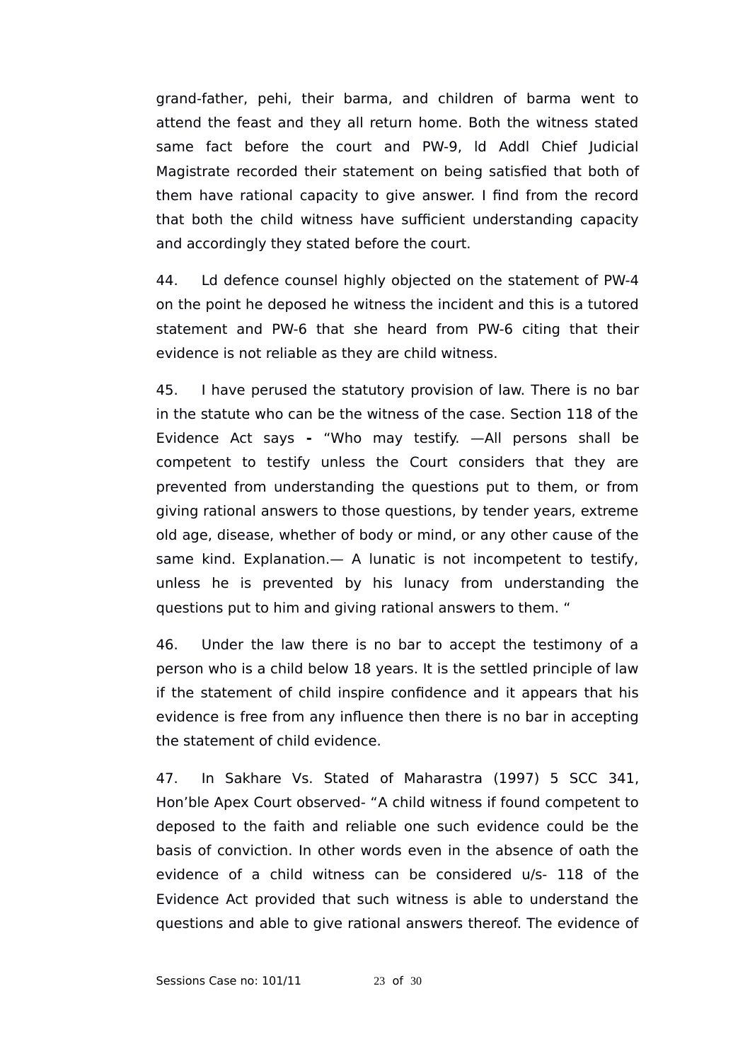grand-father, pehi, their barma, and children of barma went to attend the feast and they all return home. Both the witness stated same fact before the court and PW-9, ld Addl Chief Judicial Magistrate recorded their statement on being satisfied that both of them have rational capacity to give answer. I find from the record that both the child witness have sufficient understanding capacity and accordingly they stated before the court.

44. Ld defence counsel highly objected on the statement of PW-4 on the point he deposed he witness the incident and this is a tutored statement and PW-6 that she heard from PW-6 citing that their evidence is not reliable as they are child witness.

45. I have perused the statutory provision of law. There is no bar in the statute who can be the witness of the case. Section 118 of the Evidence Act says **-** "Who may testify. —All persons shall be competent to testify unless the Court considers that they are prevented from understanding the questions put to them, or from giving rational answers to those questions, by tender years, extreme old age, disease, whether of body or mind, or any other cause of the same kind. Explanation.— A lunatic is not incompetent to testify, unless he is prevented by his lunacy from understanding the questions put to him and giving rational answers to them. "

46. Under the law there is no bar to accept the testimony of a person who is a child below 18 years. It is the settled principle of law if the statement of child inspire confidence and it appears that his evidence is free from any influence then there is no bar in accepting the statement of child evidence.

47. In Sakhare Vs. Stated of Maharastra (1997) 5 SCC 341, Hon'ble Apex Court observed- "A child witness if found competent to deposed to the faith and reliable one such evidence could be the basis of conviction. In other words even in the absence of oath the evidence of a child witness can be considered u/s- 118 of the Evidence Act provided that such witness is able to understand the questions and able to give rational answers thereof. The evidence of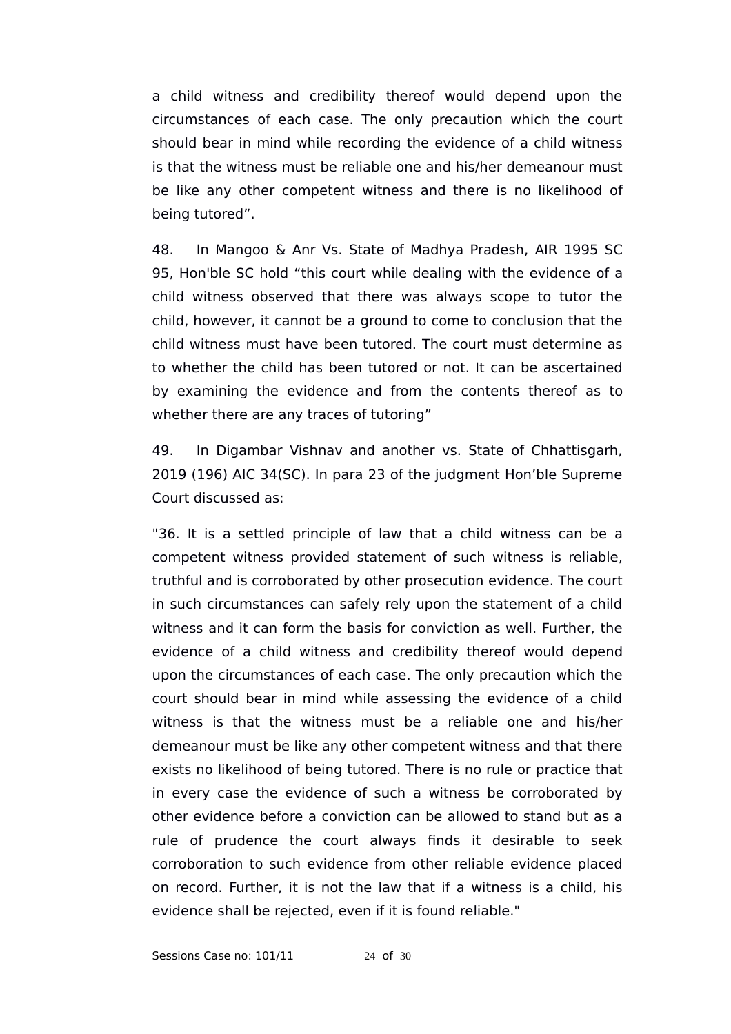a child witness and credibility thereof would depend upon the circumstances of each case. The only precaution which the court should bear in mind while recording the evidence of a child witness is that the witness must be reliable one and his/her demeanour must be like any other competent witness and there is no likelihood of being tutored".

48. In Mangoo & Anr Vs. State of Madhya Pradesh, AIR 1995 SC 95, Hon'ble SC hold "this court while dealing with the evidence of a child witness observed that there was always scope to tutor the child, however, it cannot be a ground to come to conclusion that the child witness must have been tutored. The court must determine as to whether the child has been tutored or not. It can be ascertained by examining the evidence and from the contents thereof as to whether there are any traces of tutoring"

49. In Digambar Vishnav and another vs. State of Chhattisgarh, 2019 (196) AIC 34(SC). In para 23 of the judgment Hon'ble Supreme Court discussed as:

"36. It is a settled principle of law that a child witness can be a competent witness provided statement of such witness is reliable, truthful and is corroborated by other prosecution evidence. The court in such circumstances can safely rely upon the statement of a child witness and it can form the basis for conviction as well. Further, the evidence of a child witness and credibility thereof would depend upon the circumstances of each case. The only precaution which the court should bear in mind while assessing the evidence of a child witness is that the witness must be a reliable one and his/her demeanour must be like any other competent witness and that there exists no likelihood of being tutored. There is no rule or practice that in every case the evidence of such a witness be corroborated by other evidence before a conviction can be allowed to stand but as a rule of prudence the court always finds it desirable to seek corroboration to such evidence from other reliable evidence placed on record. Further, it is not the law that if a witness is a child, his evidence shall be rejected, even if it is found reliable."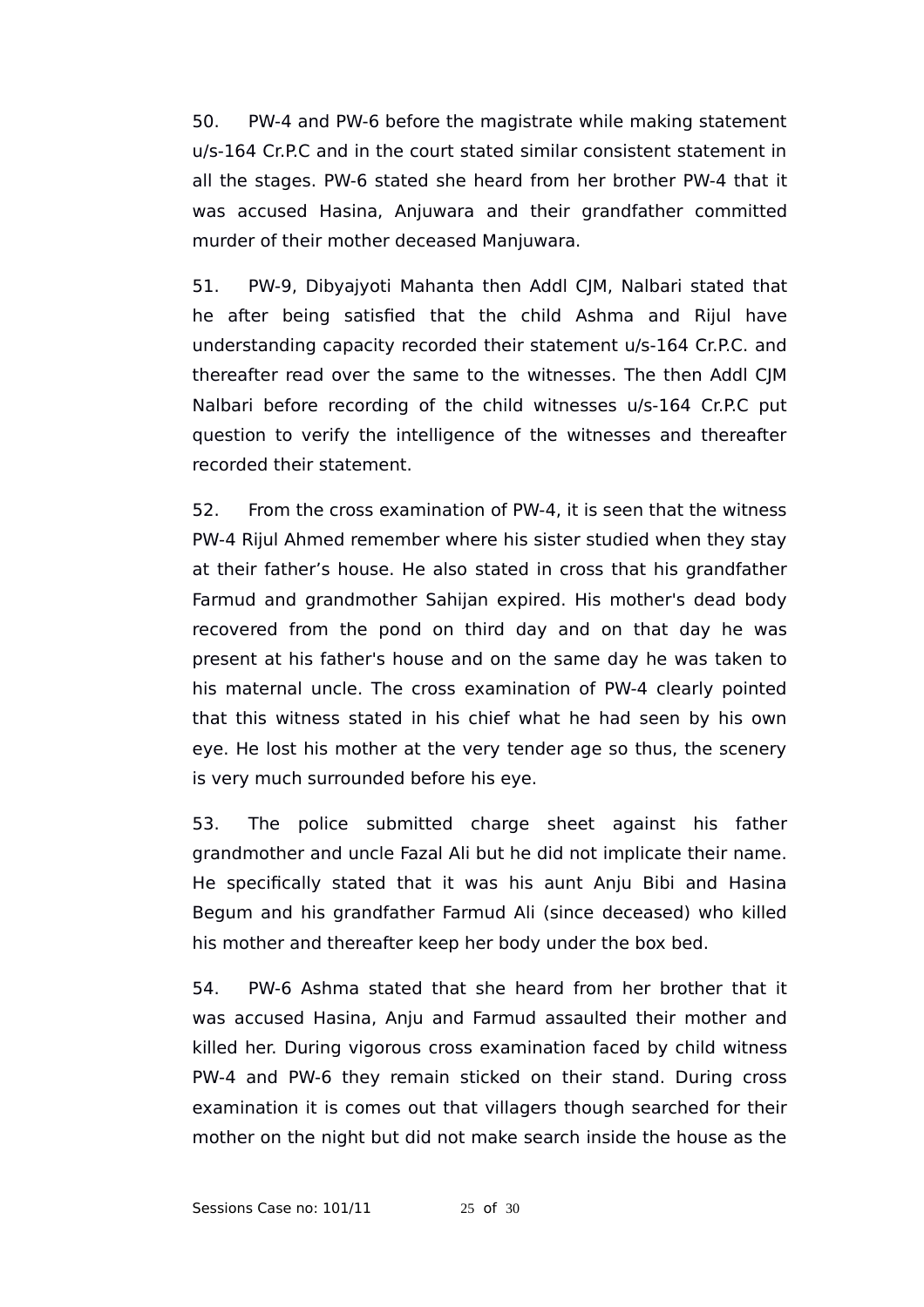50. PW-4 and PW-6 before the magistrate while making statement u/s-164 Cr.P.C and in the court stated similar consistent statement in all the stages. PW-6 stated she heard from her brother PW-4 that it was accused Hasina, Anjuwara and their grandfather committed murder of their mother deceased Manjuwara.

51. PW-9, Dibyajyoti Mahanta then Addl CJM, Nalbari stated that he after being satisfied that the child Ashma and Rijul have understanding capacity recorded their statement u/s-164 Cr.P.C. and thereafter read over the same to the witnesses. The then Addl CJM Nalbari before recording of the child witnesses u/s-164 Cr.P.C put question to verify the intelligence of the witnesses and thereafter recorded their statement.

52. From the cross examination of PW-4, it is seen that the witness PW-4 Rijul Ahmed remember where his sister studied when they stay at their father's house. He also stated in cross that his grandfather Farmud and grandmother Sahijan expired. His mother's dead body recovered from the pond on third day and on that day he was present at his father's house and on the same day he was taken to his maternal uncle. The cross examination of PW-4 clearly pointed that this witness stated in his chief what he had seen by his own eye. He lost his mother at the very tender age so thus, the scenery is very much surrounded before his eye.

53. The police submitted charge sheet against his father grandmother and uncle Fazal Ali but he did not implicate their name. He specifically stated that it was his aunt Anju Bibi and Hasina Begum and his grandfather Farmud Ali (since deceased) who killed his mother and thereafter keep her body under the box bed.

54. PW-6 Ashma stated that she heard from her brother that it was accused Hasina, Anju and Farmud assaulted their mother and killed her. During vigorous cross examination faced by child witness PW-4 and PW-6 they remain sticked on their stand. During cross examination it is comes out that villagers though searched for their mother on the night but did not make search inside the house as the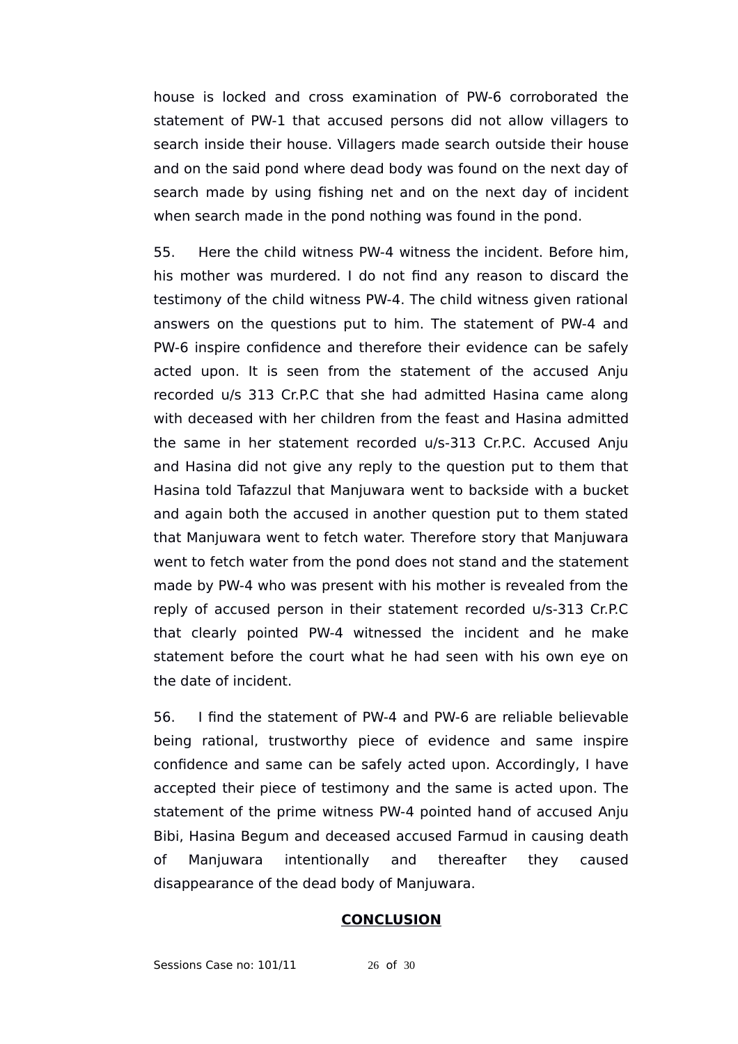house is locked and cross examination of PW-6 corroborated the statement of PW-1 that accused persons did not allow villagers to search inside their house. Villagers made search outside their house and on the said pond where dead body was found on the next day of search made by using fishing net and on the next day of incident when search made in the pond nothing was found in the pond.

55. Here the child witness PW-4 witness the incident. Before him, his mother was murdered. I do not find any reason to discard the testimony of the child witness PW-4. The child witness given rational answers on the questions put to him. The statement of PW-4 and PW-6 inspire confidence and therefore their evidence can be safely acted upon. It is seen from the statement of the accused Anju recorded u/s 313 Cr.P.C that she had admitted Hasina came along with deceased with her children from the feast and Hasina admitted the same in her statement recorded u/s-313 Cr.P.C. Accused Anju and Hasina did not give any reply to the question put to them that Hasina told Tafazzul that Manjuwara went to backside with a bucket and again both the accused in another question put to them stated that Manjuwara went to fetch water. Therefore story that Manjuwara went to fetch water from the pond does not stand and the statement made by PW-4 who was present with his mother is revealed from the reply of accused person in their statement recorded u/s-313 Cr.P.C that clearly pointed PW-4 witnessed the incident and he make statement before the court what he had seen with his own eye on the date of incident.

56. I find the statement of PW-4 and PW-6 are reliable believable being rational, trustworthy piece of evidence and same inspire confidence and same can be safely acted upon. Accordingly, I have accepted their piece of testimony and the same is acted upon. The statement of the prime witness PW-4 pointed hand of accused Anju Bibi, Hasina Begum and deceased accused Farmud in causing death of Manjuwara intentionally and thereafter they caused disappearance of the dead body of Manjuwara.

## **CONCLUSION**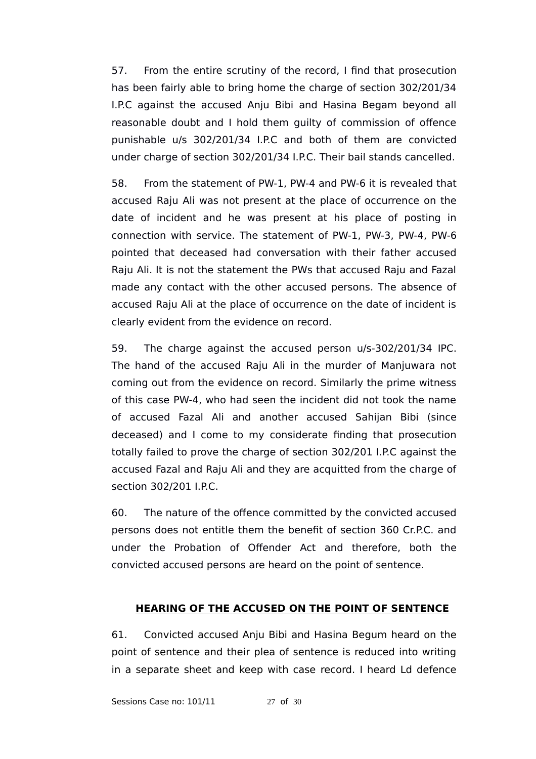57. From the entire scrutiny of the record, I find that prosecution has been fairly able to bring home the charge of section 302/201/34 I.P.C against the accused Anju Bibi and Hasina Begam beyond all reasonable doubt and I hold them guilty of commission of offence punishable u/s 302/201/34 I.P.C and both of them are convicted under charge of section 302/201/34 I.P.C. Their bail stands cancelled.

58. From the statement of PW-1, PW-4 and PW-6 it is revealed that accused Raju Ali was not present at the place of occurrence on the date of incident and he was present at his place of posting in connection with service. The statement of PW-1, PW-3, PW-4, PW-6 pointed that deceased had conversation with their father accused Raju Ali. It is not the statement the PWs that accused Raju and Fazal made any contact with the other accused persons. The absence of accused Raju Ali at the place of occurrence on the date of incident is clearly evident from the evidence on record.

59. The charge against the accused person u/s-302/201/34 IPC. The hand of the accused Raju Ali in the murder of Manjuwara not coming out from the evidence on record. Similarly the prime witness of this case PW-4, who had seen the incident did not took the name of accused Fazal Ali and another accused Sahijan Bibi (since deceased) and I come to my considerate finding that prosecution totally failed to prove the charge of section 302/201 I.P.C against the accused Fazal and Raju Ali and they are acquitted from the charge of section 302/201 I.P.C.

60. The nature of the offence committed by the convicted accused persons does not entitle them the benefit of section 360 Cr.P.C. and under the Probation of Offender Act and therefore, both the convicted accused persons are heard on the point of sentence.

## <u>HEARING OF THE ACCUSED ON THE POINT OF SENTENCE</u>

61. Convicted accused Anju Bibi and Hasina Begum heard on the point of sentence and their plea of sentence is reduced into writing in a separate sheet and keep with case record. I heard Ld defence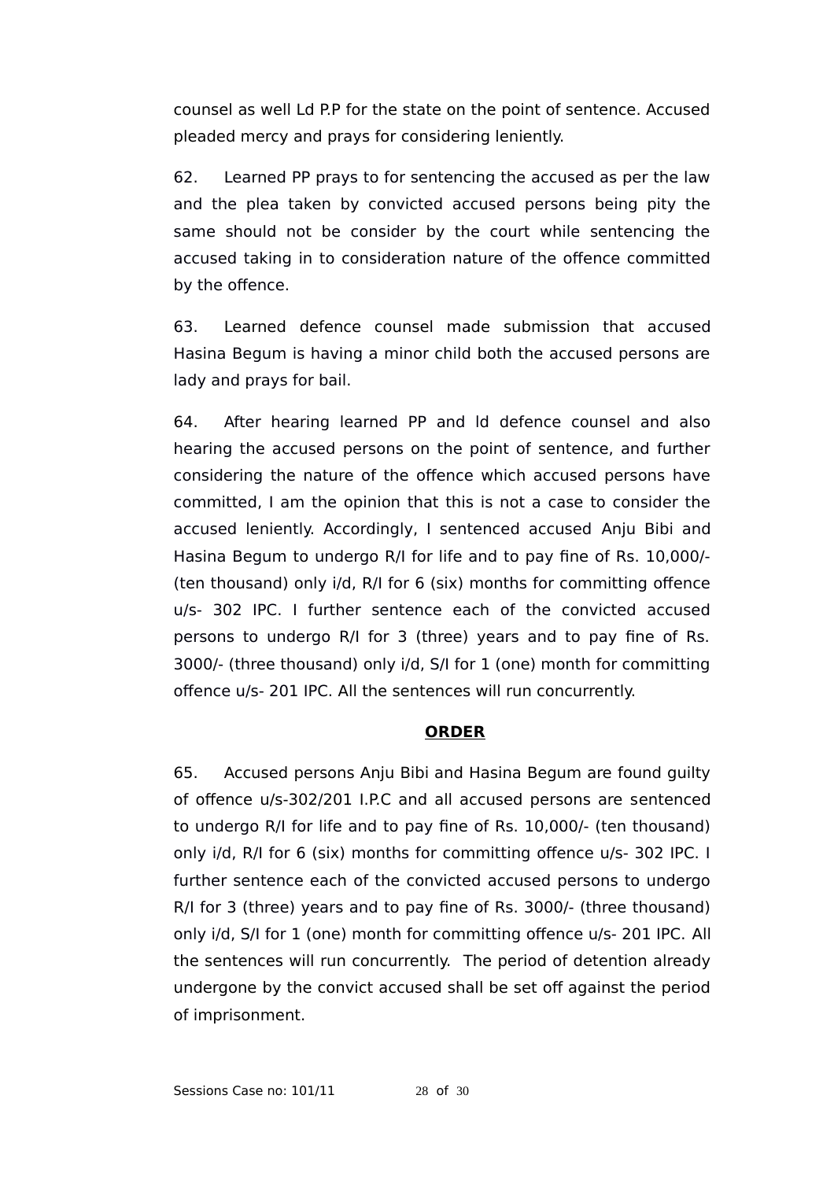counsel as well Ld P.P for the state on the point of sentence. Accused pleaded mercy and prays for considering leniently.

62. Learned PP prays to for sentencing the accused as per the law and the plea taken by convicted accused persons being pity the same should not be consider by the court while sentencing the accused taking in to consideration nature of the offence committed by the offence.

63. Learned defence counsel made submission that accused Hasina Begum is having a minor child both the accused persons are lady and prays for bail.

64. After hearing learned PP and ld defence counsel and also hearing the accused persons on the point of sentence, and further considering the nature of the offence which accused persons have committed, I am the opinion that this is not a case to consider the accused leniently. Accordingly, I sentenced accused Anju Bibi and Hasina Begum to undergo R/I for life and to pay fine of Rs. 10,000/- (ten thousand) only i/d, R/I for 6 (six) months for committing offence u/s- 302 IPC. I further sentence each of the convicted accused persons to undergo R/I for 3 (three) years and to pay fine of Rs. 3000/- (three thousand) only i/d, S/I for 1 (one) month for committing offence u/s- 201 IPC. All the sentences will run concurrently.

**ORDER**

65. Accused persons Anju Bibi and Hasina Begum are found guilty of offence u/s-302/201 I.P.C and all accused persons are sentenced to undergo R/I for life and to pay fine of Rs. 10,000/- (ten thousand) only i/d, R/I for 6 (six) months for committing offence u/s- 302 IPC. I further sentence each of the convicted accused persons to undergo R/I for 3 (three) years and to pay fine of Rs. 3000/- (three thousand) only i/d, S/I for 1 (one) month for committing offence u/s- 201 IPC. All the sentences will run concurrently. The period of detention already undergone by the convict accused shall be set off against the period of imprisonment.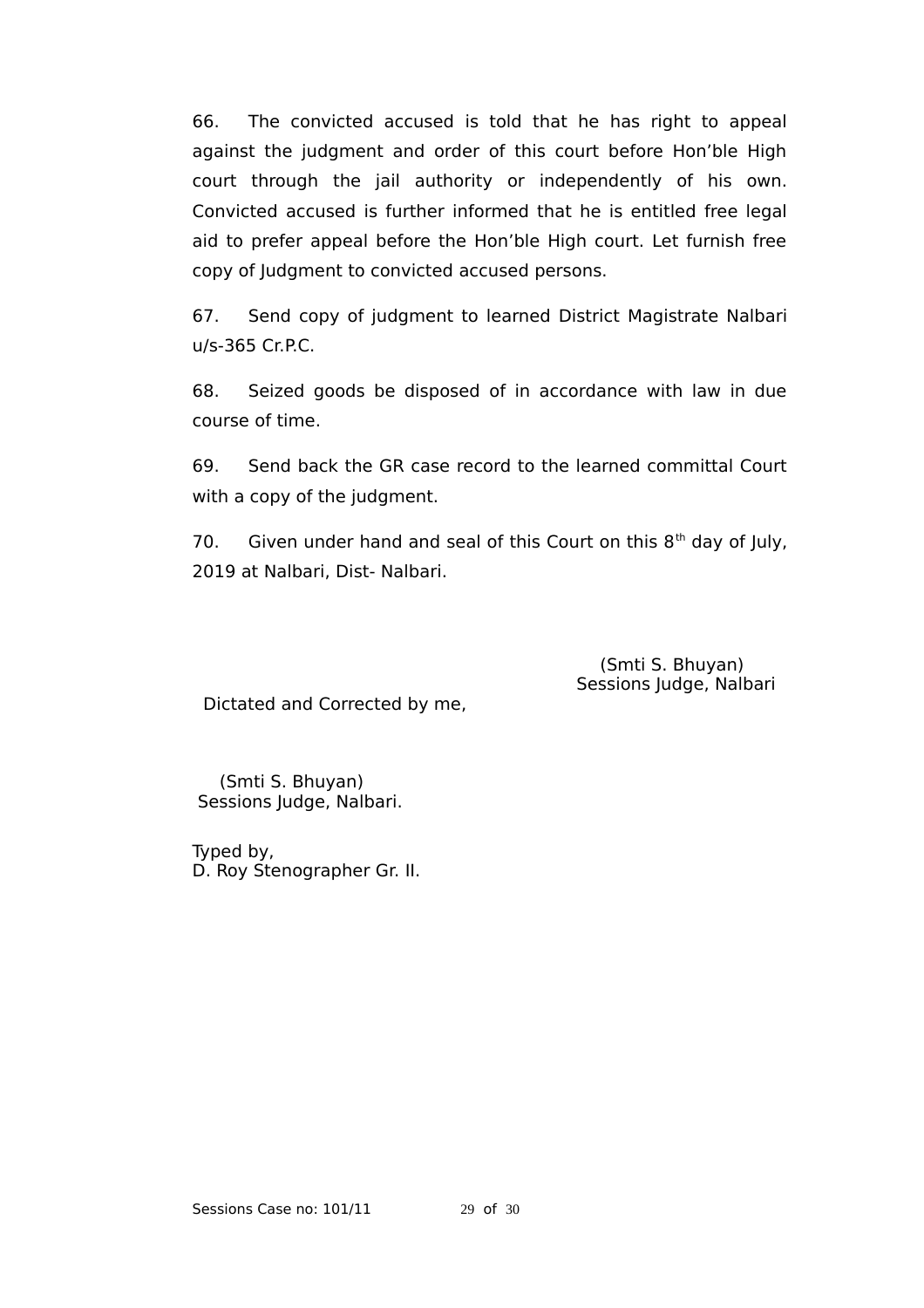66. The convicted accused is told that he has right to appeal against the judgment and order of this court before Hon'ble High court through the jail authority or independently of his own. Convicted accused is further informed that he is entitled free legal aid to prefer appeal before the Hon'ble High court. Let furnish free copy of Judgment to convicted accused persons.

67. Send copy of judgment to learned District Magistrate Nalbari u/s-365 Cr.P.C.

68. Seized goods be disposed of in accordance with law in due course of time.

69. Send back the GR case record to the learned committal Court with a copy of the judgment.

70. Given under hand and seal of this Court on this 8th day of July, 2019 at Nalbari, Dist- Nalbari.

(Smti S. Bhuyan)
Sessions Judge, Nalbari

Dictated and Corrected by me,

(Smti S. Bhuyan)
Sessions Judge, Nalbari.

Typed by,
D. Roy Stenographer Gr. II.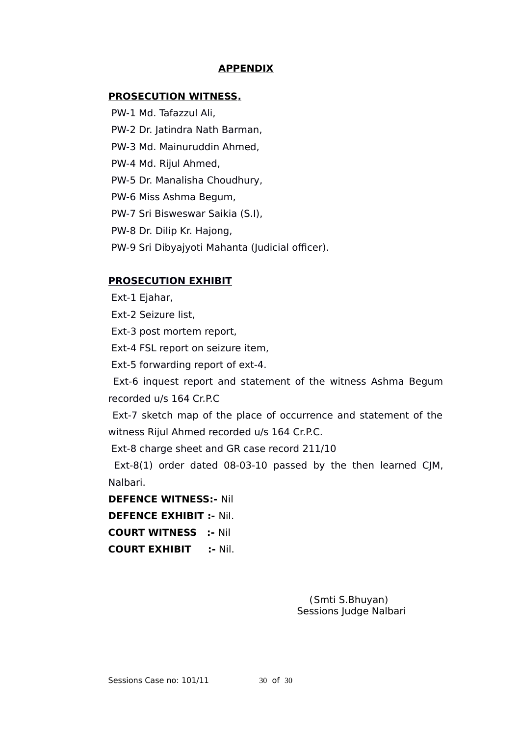## APPENDIX

**PROSECUTION WITNESS.**

PW-1 Md. Tafazzul Ali,

PW-2 Dr. Jatindra Nath Barman,

PW-3 Md. Mainuruddin Ahmed,

PW-4 Md. Rijul Ahmed,

PW-5 Dr. Manalisha Choudhury,

PW-6 Miss Ashma Begum,

PW-7 Sri Bisweswar Saikia (S.I),

PW-8 Dr. Dilip Kr. Hajong,

PW-9 Sri Dibyajyoti Mahanta (Judicial officer).

**PROSECUTION EXHIBIT**

Ext-1 Ejahar,

Ext-2 Seizure list,

Ext-3 post mortem report,

Ext-4 FSL report on seizure item,

Ext-5 forwarding report of ext-4.

Ext-6 inquest report and statement of the witness Ashma Begum recorded u/s 164 Cr.P.C

Ext-7 sketch map of the place of occurrence and statement of the witness Rijul Ahmed recorded u/s 164 Cr.P.C.

Ext-8 charge sheet and GR case record 211/10

Ext-8(1) order dated 08-03-10 passed by the then learned CJM, Nalbari.

**DEFENCE WITNESS:-** Nil

**DEFENCE EXHIBIT :-** Nil.

**COURT WITNESS :-** Nil

**COURT EXHIBIT :-** Nil.

(Smti S.Bhuyan)
Sessions Judge Nalbari

Sessions Case no: 101/11